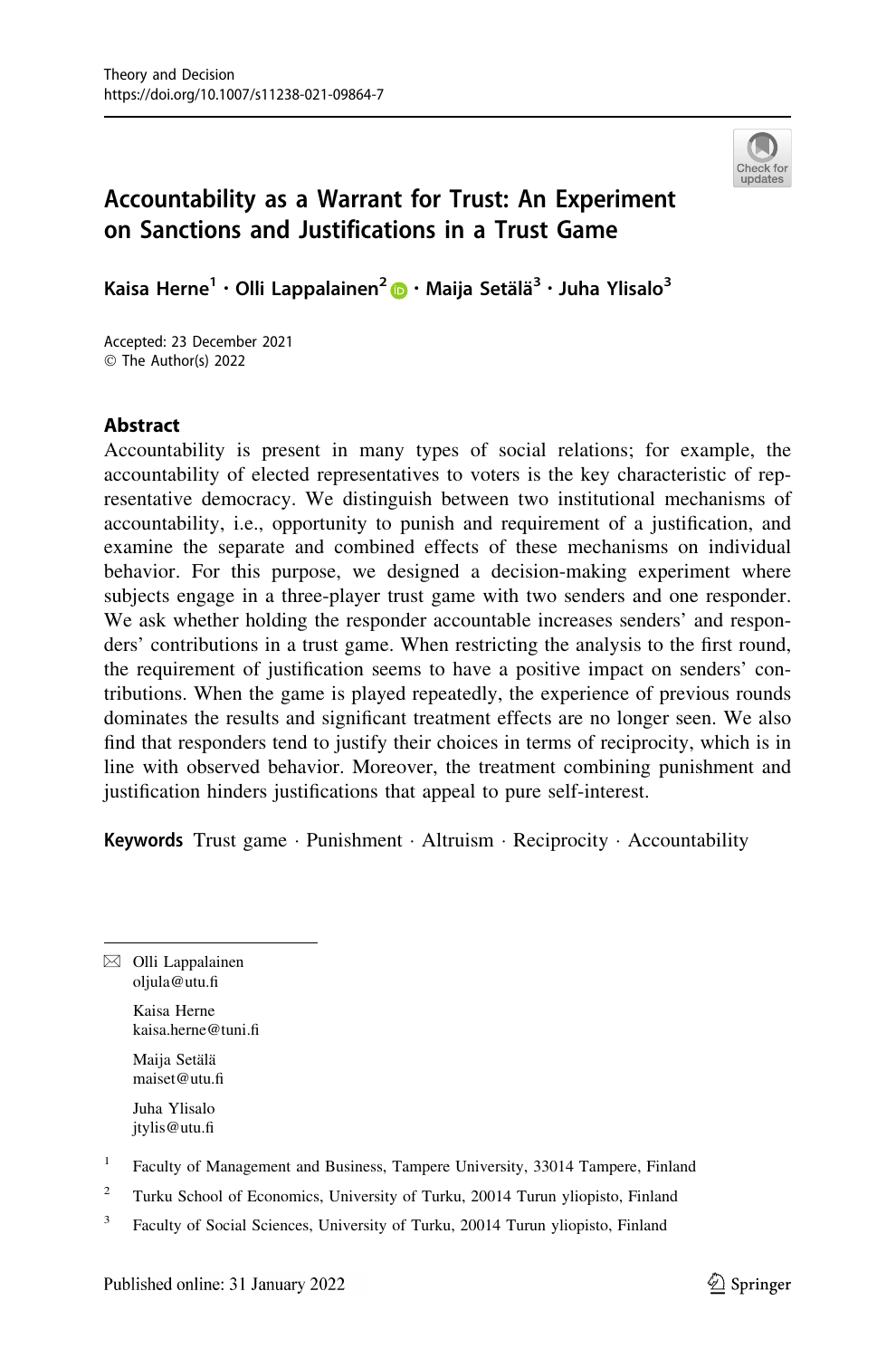# Accountability as a Warrant for Trust: An Experiment on Sanctions and Justifications in a Trust Game

Kaisa Herne[1] · Olli Lappalainen[2] · Maija Setälä[3] · Juha Ylisalo[3]

Accepted: 23 December 2021
© The Author(s) 2022

## Abstract

Accountability is present in many types of social relations; for example, the accountability of elected representatives to voters is the key characteristic of representative democracy. We distinguish between two institutional mechanisms of accountability, i.e., opportunity to punish and requirement of a justification, and examine the separate and combined effects of these mechanisms on individual behavior. For this purpose, we designed a decision-making experiment where subjects engage in a three-player trust game with two senders and one responder. We ask whether holding the responder accountable increases senders' and responders' contributions in a trust game. When restricting the analysis to the first round, the requirement of justification seems to have a positive impact on senders' contributions. When the game is played repeatedly, the experience of previous rounds dominates the results and significant treatment effects are no longer seen. We also find that responders tend to justify their choices in terms of reciprocity, which is in line with observed behavior. Moreover, the treatment combining punishment and justification hinders justifications that appeal to pure self-interest.

**Keywords** Trust game · Punishment · Altruism · Reciprocity · Accountability

---

✉ Olli Lappalainen
oljula@utu.fi

Kaisa Herne
kaisa.herne@tuni.fi

Maija Setälä
maiset@utu.fi

Juha Ylisalo
jtylis@utu.fi

[1] Faculty of Management and Business, Tampere University, 33014 Tampere, Finland

[2] Turku School of Economics, University of Turku, 20014 Turun yliopisto, Finland

[3] Faculty of Social Sciences, University of Turku, 20014 Turun yliopisto, Finland

Published online: 31 January 2022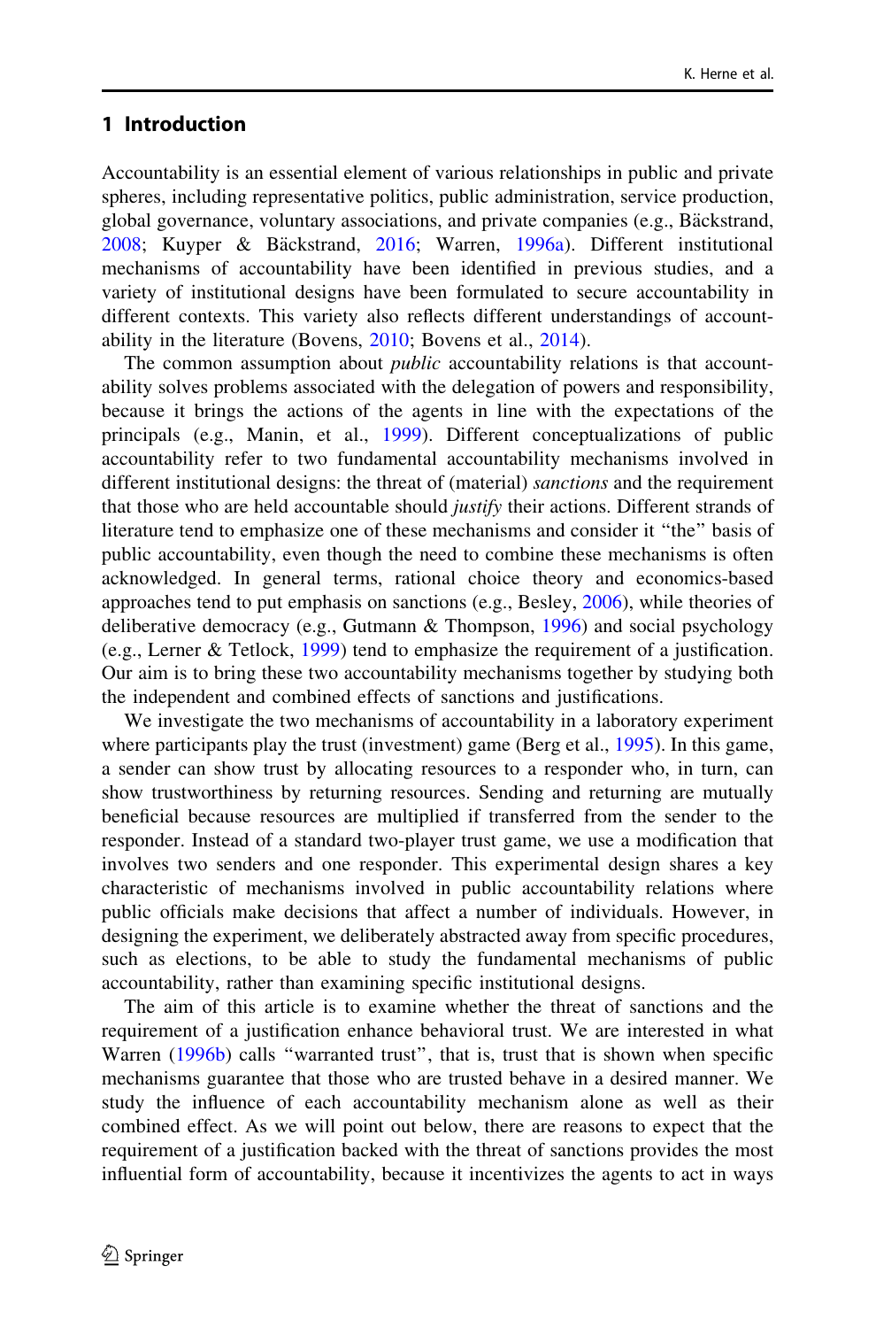## 1 Introduction

Accountability is an essential element of various relationships in public and private spheres, including representative politics, public administration, service production, global governance, voluntary associations, and private companies (e.g., Bäckstrand, 2008; Kuyper & Bäckstrand, 2016; Warren, 1996a). Different institutional mechanisms of accountability have been identified in previous studies, and a variety of institutional designs have been formulated to secure accountability in different contexts. This variety also reflects different understandings of accountability in the literature (Bovens, 2010; Bovens et al., 2014).

The common assumption about *public* accountability relations is that accountability solves problems associated with the delegation of powers and responsibility, because it brings the actions of the agents in line with the expectations of the principals (e.g., Manin, et al., 1999). Different conceptualizations of public accountability refer to two fundamental accountability mechanisms involved in different institutional designs: the threat of (material) *sanctions* and the requirement that those who are held accountable should *justify* their actions. Different strands of literature tend to emphasize one of these mechanisms and consider it "the" basis of public accountability, even though the need to combine these mechanisms is often acknowledged. In general terms, rational choice theory and economics-based approaches tend to put emphasis on sanctions (e.g., Besley, 2006), while theories of deliberative democracy (e.g., Gutmann & Thompson, 1996) and social psychology (e.g., Lerner & Tetlock, 1999) tend to emphasize the requirement of a justification. Our aim is to bring these two accountability mechanisms together by studying both the independent and combined effects of sanctions and justifications.

We investigate the two mechanisms of accountability in a laboratory experiment where participants play the trust (investment) game (Berg et al., 1995). In this game, a sender can show trust by allocating resources to a responder who, in turn, can show trustworthiness by returning resources. Sending and returning are mutually beneficial because resources are multiplied if transferred from the sender to the responder. Instead of a standard two-player trust game, we use a modification that involves two senders and one responder. This experimental design shares a key characteristic of mechanisms involved in public accountability relations where public officials make decisions that affect a number of individuals. However, in designing the experiment, we deliberately abstracted away from specific procedures, such as elections, to be able to study the fundamental mechanisms of public accountability, rather than examining specific institutional designs.

The aim of this article is to examine whether the threat of sanctions and the requirement of a justification enhance behavioral trust. We are interested in what Warren (1996b) calls "warranted trust", that is, trust that is shown when specific mechanisms guarantee that those who are trusted behave in a desired manner. We study the influence of each accountability mechanism alone as well as their combined effect. As we will point out below, there are reasons to expect that the requirement of a justification backed with the threat of sanctions provides the most influential form of accountability, because it incentivizes the agents to act in ways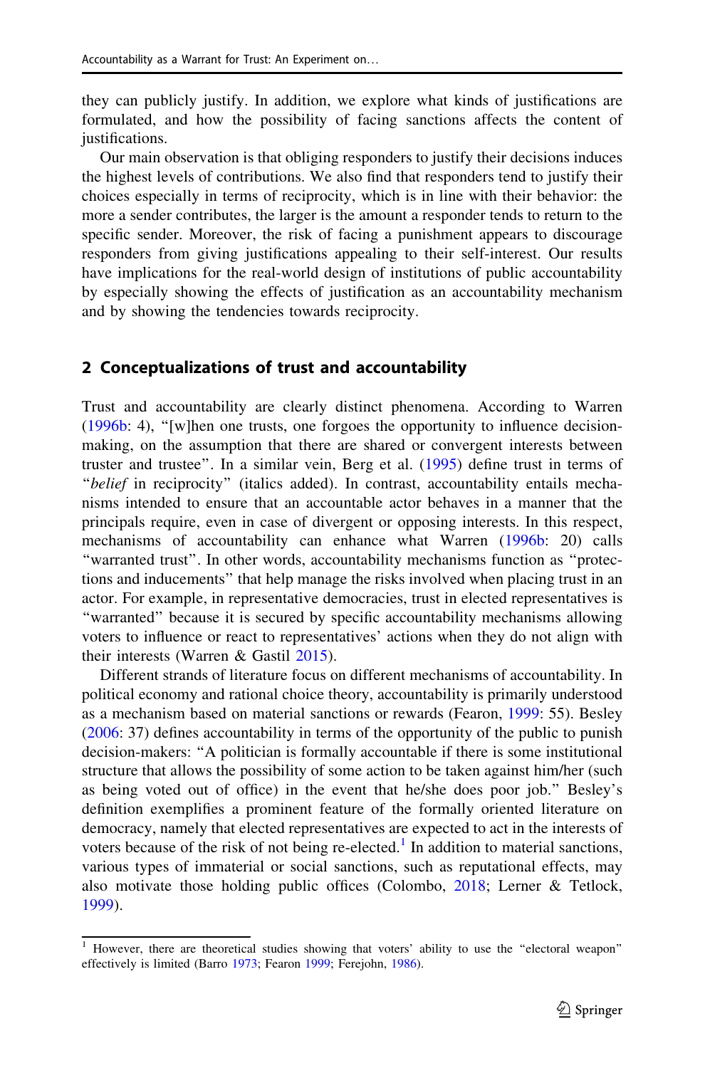they can publicly justify. In addition, we explore what kinds of justifications are formulated, and how the possibility of facing sanctions affects the content of justifications.

Our main observation is that obliging responders to justify their decisions induces the highest levels of contributions. We also find that responders tend to justify their choices especially in terms of reciprocity, which is in line with their behavior: the more a sender contributes, the larger is the amount a responder tends to return to the specific sender. Moreover, the risk of facing a punishment appears to discourage responders from giving justifications appealing to their self-interest. Our results have implications for the real-world design of institutions of public accountability by especially showing the effects of justification as an accountability mechanism and by showing the tendencies towards reciprocity.

## 2 Conceptualizations of trust and accountability

Trust and accountability are clearly distinct phenomena. According to Warren (1996b: 4), "[w]hen one trusts, one forgoes the opportunity to influence decision-making, on the assumption that there are shared or convergent interests between truster and trustee". In a similar vein, Berg et al. (1995) define trust in terms of "*belief* in reciprocity" (italics added). In contrast, accountability entails mechanisms intended to ensure that an accountable actor behaves in a manner that the principals require, even in case of divergent or opposing interests. In this respect, mechanisms of accountability can enhance what Warren (1996b: 20) calls "warranted trust". In other words, accountability mechanisms function as "protections and inducements" that help manage the risks involved when placing trust in an actor. For example, in representative democracies, trust in elected representatives is "warranted" because it is secured by specific accountability mechanisms allowing voters to influence or react to representatives' actions when they do not align with their interests (Warren & Gastil 2015).

Different strands of literature focus on different mechanisms of accountability. In political economy and rational choice theory, accountability is primarily understood as a mechanism based on material sanctions or rewards (Fearon, 1999: 55). Besley (2006: 37) defines accountability in terms of the opportunity of the public to punish decision-makers: "A politician is formally accountable if there is some institutional structure that allows the possibility of some action to be taken against him/her (such as being voted out of office) in the event that he/she does poor job." Besley's definition exemplifies a prominent feature of the formally oriented literature on democracy, namely that elected representatives are expected to act in the interests of voters because of the risk of not being re-elected.[1] In addition to material sanctions, various types of immaterial or social sanctions, such as reputational effects, may also motivate those holding public offices (Colombo, 2018; Lerner & Tetlock, 1999).

---

[1] However, there are theoretical studies showing that voters' ability to use the "electoral weapon" effectively is limited (Barro 1973; Fearon 1999; Ferejohn, 1986).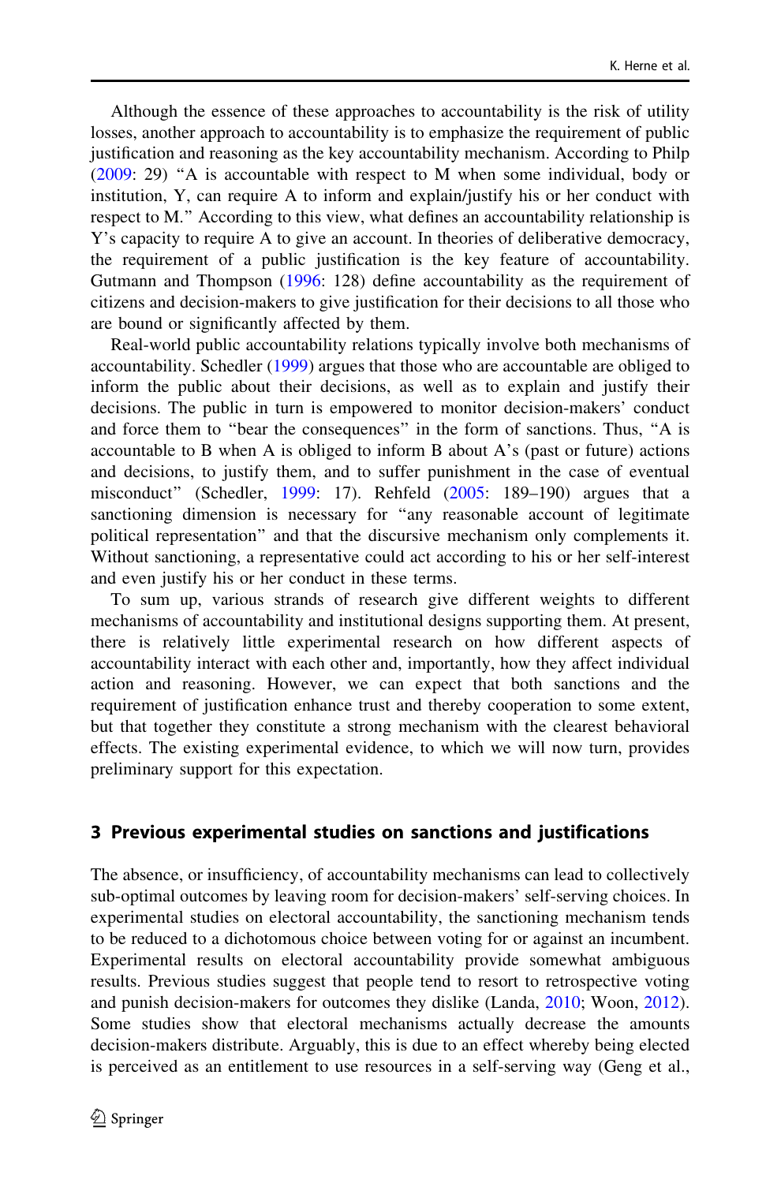Although the essence of these approaches to accountability is the risk of utility losses, another approach to accountability is to emphasize the requirement of public justification and reasoning as the key accountability mechanism. According to Philp (2009: 29) "A is accountable with respect to M when some individual, body or institution, Y, can require A to inform and explain/justify his or her conduct with respect to M." According to this view, what defines an accountability relationship is Y's capacity to require A to give an account. In theories of deliberative democracy, the requirement of a public justification is the key feature of accountability. Gutmann and Thompson (1996: 128) define accountability as the requirement of citizens and decision-makers to give justification for their decisions to all those who are bound or significantly affected by them.

Real-world public accountability relations typically involve both mechanisms of accountability. Schedler (1999) argues that those who are accountable are obliged to inform the public about their decisions, as well as to explain and justify their decisions. The public in turn is empowered to monitor decision-makers' conduct and force them to "bear the consequences" in the form of sanctions. Thus, "A is accountable to B when A is obliged to inform B about A's (past or future) actions and decisions, to justify them, and to suffer punishment in the case of eventual misconduct" (Schedler, 1999: 17). Rehfeld (2005: 189–190) argues that a sanctioning dimension is necessary for "any reasonable account of legitimate political representation" and that the discursive mechanism only complements it. Without sanctioning, a representative could act according to his or her self-interest and even justify his or her conduct in these terms.

To sum up, various strands of research give different weights to different mechanisms of accountability and institutional designs supporting them. At present, there is relatively little experimental research on how different aspects of accountability interact with each other and, importantly, how they affect individual action and reasoning. However, we can expect that both sanctions and the requirement of justification enhance trust and thereby cooperation to some extent, but that together they constitute a strong mechanism with the clearest behavioral effects. The existing experimental evidence, to which we will now turn, provides preliminary support for this expectation.

## 3 Previous experimental studies on sanctions and justifications

The absence, or insufficiency, of accountability mechanisms can lead to collectively sub-optimal outcomes by leaving room for decision-makers' self-serving choices. In experimental studies on electoral accountability, the sanctioning mechanism tends to be reduced to a dichotomous choice between voting for or against an incumbent. Experimental results on electoral accountability provide somewhat ambiguous results. Previous studies suggest that people tend to resort to retrospective voting and punish decision-makers for outcomes they dislike (Landa, 2010; Woon, 2012). Some studies show that electoral mechanisms actually decrease the amounts decision-makers distribute. Arguably, this is due to an effect whereby being elected is perceived as an entitlement to use resources in a self-serving way (Geng et al.,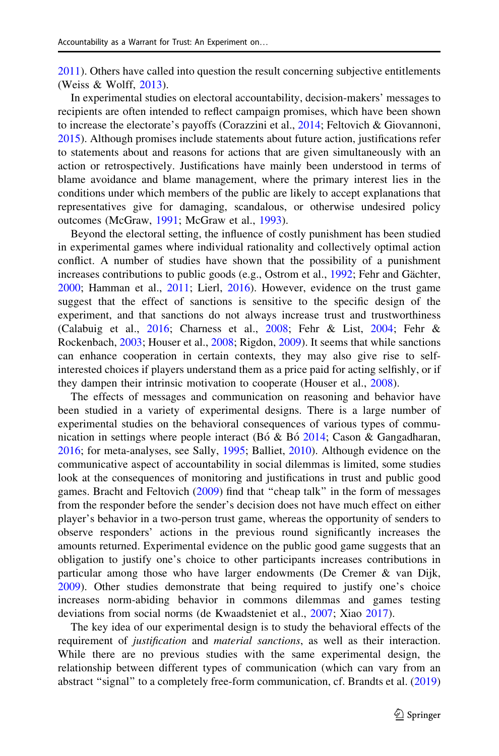2011). Others have called into question the result concerning subjective entitlements (Weiss & Wolff, 2013).

In experimental studies on electoral accountability, decision-makers' messages to recipients are often intended to reflect campaign promises, which have been shown to increase the electorate's payoffs (Corazzini et al., 2014; Feltovich & Giovannoni, 2015). Although promises include statements about future action, justifications refer to statements about and reasons for actions that are given simultaneously with an action or retrospectively. Justifications have mainly been understood in terms of blame avoidance and blame management, where the primary interest lies in the conditions under which members of the public are likely to accept explanations that representatives give for damaging, scandalous, or otherwise undesired policy outcomes (McGraw, 1991; McGraw et al., 1993).

Beyond the electoral setting, the influence of costly punishment has been studied in experimental games where individual rationality and collectively optimal action conflict. A number of studies have shown that the possibility of a punishment increases contributions to public goods (e.g., Ostrom et al., 1992; Fehr and Gächter, 2000; Hamman et al., 2011; Lierl, 2016). However, evidence on the trust game suggest that the effect of sanctions is sensitive to the specific design of the experiment, and that sanctions do not always increase trust and trustworthiness (Calabuig et al., 2016; Charness et al., 2008; Fehr & List, 2004; Fehr & Rockenbach, 2003; Houser et al., 2008; Rigdon, 2009). It seems that while sanctions can enhance cooperation in certain contexts, they may also give rise to self-interested choices if players understand them as a price paid for acting selfishly, or if they dampen their intrinsic motivation to cooperate (Houser et al., 2008).

The effects of messages and communication on reasoning and behavior have been studied in a variety of experimental designs. There is a large number of experimental studies on the behavioral consequences of various types of communication in settings where people interact (Bó & Bó 2014; Cason & Gangadharan, 2016; for meta-analyses, see Sally, 1995; Balliet, 2010). Although evidence on the communicative aspect of accountability in social dilemmas is limited, some studies look at the consequences of monitoring and justifications in trust and public good games. Bracht and Feltovich (2009) find that "cheap talk" in the form of messages from the responder before the sender's decision does not have much effect on either player's behavior in a two-person trust game, whereas the opportunity of senders to observe responders' actions in the previous round significantly increases the amounts returned. Experimental evidence on the public good game suggests that an obligation to justify one's choice to other participants increases contributions in particular among those who have larger endowments (De Cremer & van Dijk, 2009). Other studies demonstrate that being required to justify one's choice increases norm-abiding behavior in commons dilemmas and games testing deviations from social norms (de Kwaadsteniet et al., 2007; Xiao 2017).

The key idea of our experimental design is to study the behavioral effects of the requirement of *justification* and *material sanctions*, as well as their interaction. While there are no previous studies with the same experimental design, the relationship between different types of communication (which can vary from an abstract "signal" to a completely free-form communication, cf. Brandts et al. (2019)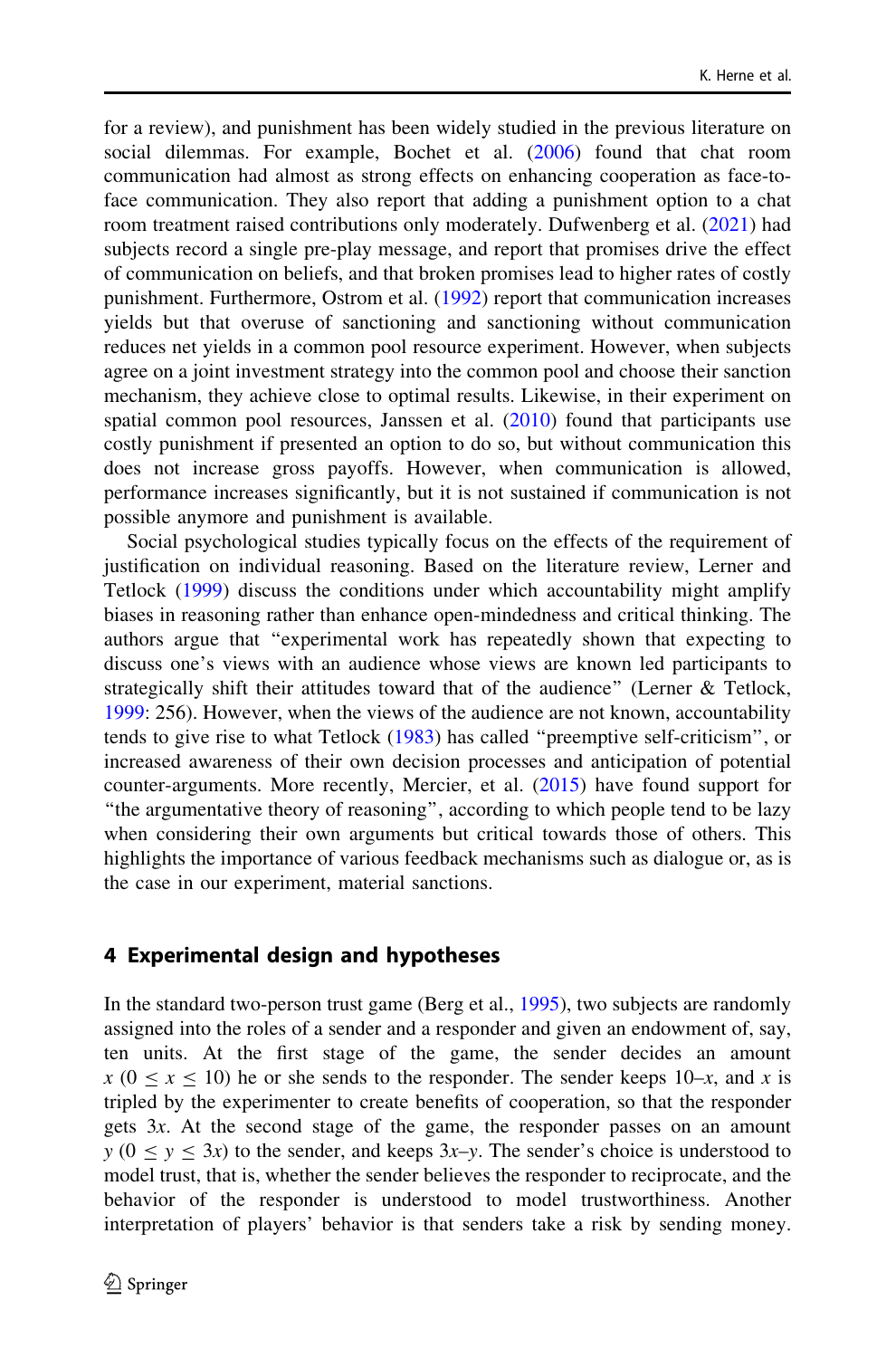for a review), and punishment has been widely studied in the previous literature on social dilemmas. For example, Bochet et al. (2006) found that chat room communication had almost as strong effects on enhancing cooperation as face-to-face communication. They also report that adding a punishment option to a chat room treatment raised contributions only moderately. Dufwenberg et al. (2021) had subjects record a single pre-play message, and report that promises drive the effect of communication on beliefs, and that broken promises lead to higher rates of costly punishment. Furthermore, Ostrom et al. (1992) report that communication increases yields but that overuse of sanctioning and sanctioning without communication reduces net yields in a common pool resource experiment. However, when subjects agree on a joint investment strategy into the common pool and choose their sanction mechanism, they achieve close to optimal results. Likewise, in their experiment on spatial common pool resources, Janssen et al. (2010) found that participants use costly punishment if presented an option to do so, but without communication this does not increase gross payoffs. However, when communication is allowed, performance increases significantly, but it is not sustained if communication is not possible anymore and punishment is available.

Social psychological studies typically focus on the effects of the requirement of justification on individual reasoning. Based on the literature review, Lerner and Tetlock (1999) discuss the conditions under which accountability might amplify biases in reasoning rather than enhance open-mindedness and critical thinking. The authors argue that "experimental work has repeatedly shown that expecting to discuss one's views with an audience whose views are known led participants to strategically shift their attitudes toward that of the audience" (Lerner & Tetlock, 1999: 256). However, when the views of the audience are not known, accountability tends to give rise to what Tetlock (1983) has called "preemptive self-criticism", or increased awareness of their own decision processes and anticipation of potential counter-arguments. More recently, Mercier, et al. (2015) have found support for "the argumentative theory of reasoning", according to which people tend to be lazy when considering their own arguments but critical towards those of others. This highlights the importance of various feedback mechanisms such as dialogue or, as is the case in our experiment, material sanctions.

## 4 Experimental design and hypotheses

In the standard two-person trust game (Berg et al., 1995), two subjects are randomly assigned into the roles of a sender and a responder and given an endowment of, say, ten units. At the first stage of the game, the sender decides an amount $x$ ($0 \leq x \leq 10$) he or she sends to the responder. The sender keeps $10–x$, and $x$ is tripled by the experimenter to create benefits of cooperation, so that the responder gets $3x$. At the second stage of the game, the responder passes on an amount $y$ ($0 \leq y \leq 3x$) to the sender, and keeps $3x–y$. The sender's choice is understood to model trust, that is, whether the sender believes the responder to reciprocate, and the behavior of the responder is understood to model trustworthiness. Another interpretation of players' behavior is that senders take a risk by sending money.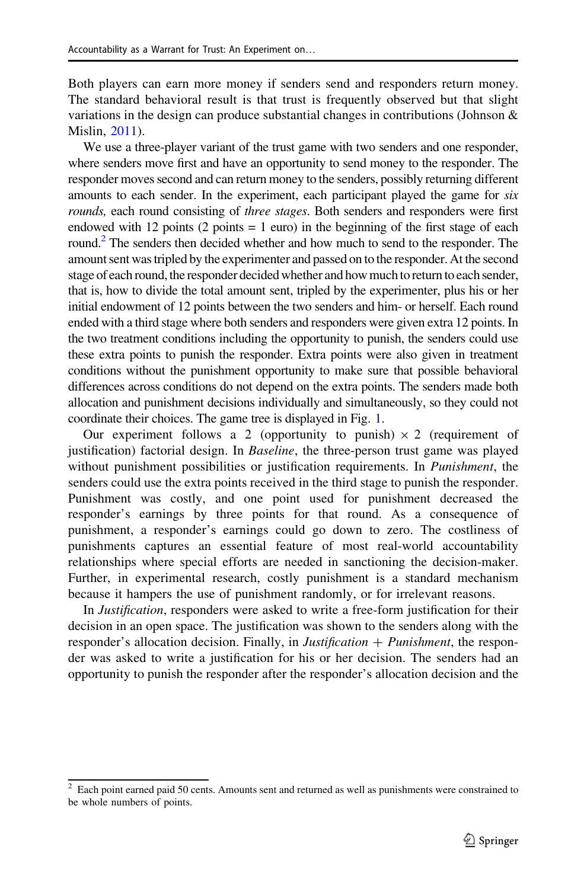Both players can earn more money if senders send and responders return money. The standard behavioral result is that trust is frequently observed but that slight variations in the design can produce substantial changes in contributions (Johnson & Mislin, 2011).

We use a three-player variant of the trust game with two senders and one responder, where senders move first and have an opportunity to send money to the responder. The responder moves second and can return money to the senders, possibly returning different amounts to each sender. In the experiment, each participant played the game for *six rounds,* each round consisting of *three stages*. Both senders and responders were first endowed with 12 points (2 points = 1 euro) in the beginning of the first stage of each round.[2] The senders then decided whether and how much to send to the responder. The amount sent was tripled by the experimenter and passed on to the responder. At the second stage of each round, the responder decided whether and how much to return to each sender, that is, how to divide the total amount sent, tripled by the experimenter, plus his or her initial endowment of 12 points between the two senders and him- or herself. Each round ended with a third stage where both senders and responders were given extra 12 points. In the two treatment conditions including the opportunity to punish, the senders could use these extra points to punish the responder. Extra points were also given in treatment conditions without the punishment opportunity to make sure that possible behavioral differences across conditions do not depend on the extra points. The senders made both allocation and punishment decisions individually and simultaneously, so they could not coordinate their choices. The game tree is displayed in Fig. 1.

Our experiment follows a 2 (opportunity to punish) $\times$ 2 (requirement of justification) factorial design. In *Baseline*, the three-person trust game was played without punishment possibilities or justification requirements. In *Punishment*, the senders could use the extra points received in the third stage to punish the responder. Punishment was costly, and one point used for punishment decreased the responder's earnings by three points for that round. As a consequence of punishment, a responder's earnings could go down to zero. The costliness of punishments captures an essential feature of most real-world accountability relationships where special efforts are needed in sanctioning the decision-maker. Further, in experimental research, costly punishment is a standard mechanism because it hampers the use of punishment randomly, or for irrelevant reasons.

In *Justification*, responders were asked to write a free-form justification for their decision in an open space. The justification was shown to the senders along with the responder's allocation decision. Finally, in *Justification + Punishment*, the responder was asked to write a justification for his or her decision. The senders had an opportunity to punish the responder after the responder's allocation decision and the

[2] Each point earned paid 50 cents. Amounts sent and returned as well as punishments were constrained to be whole numbers of points.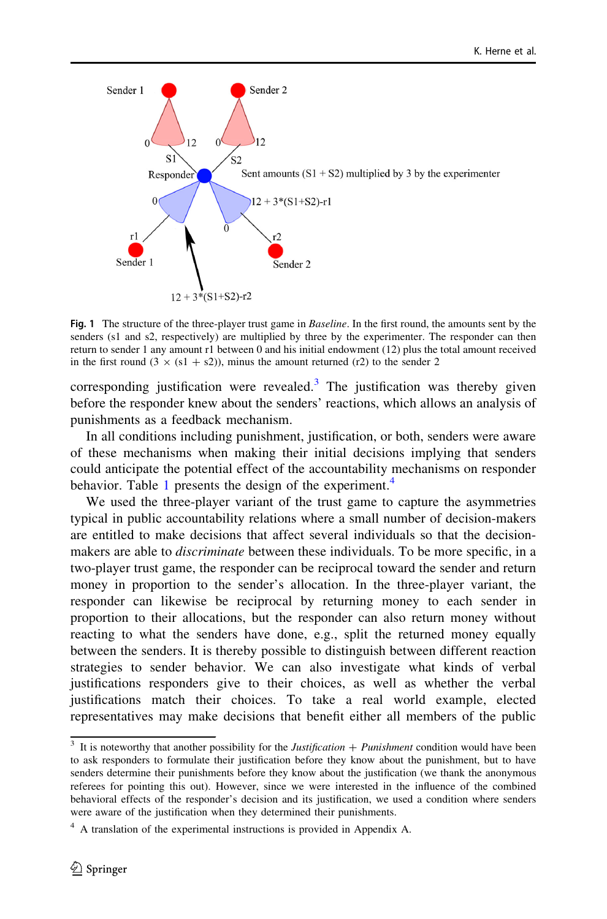**Fig. 1** The structure of the three-player trust game in *Baseline*. In the first round, the amounts sent by the senders (s1 and s2, respectively) are multiplied by three by the experimenter. The responder can then return to sender 1 any amount r1 between 0 and his initial endowment (12) plus the total amount received in the first round ($3 \times (s1 + s2)$), minus the amount returned (r2) to the sender 2

corresponding justification were revealed.[3] The justification was thereby given before the responder knew about the senders' reactions, which allows an analysis of punishments as a feedback mechanism.

In all conditions including punishment, justification, or both, senders were aware of these mechanisms when making their initial decisions implying that senders could anticipate the potential effect of the accountability mechanisms on responder behavior. Table 1 presents the design of the experiment.[4]

We used the three-player variant of the trust game to capture the asymmetries typical in public accountability relations where a small number of decision-makers are entitled to make decisions that affect several individuals so that the decision-makers are able to *discriminate* between these individuals. To be more specific, in a two-player trust game, the responder can be reciprocal toward the sender and return money in proportion to the sender's allocation. In the three-player variant, the responder can likewise be reciprocal by returning money to each sender in proportion to their allocations, but the responder can also return money without reacting to what the senders have done, e.g., split the returned money equally between the senders. It is thereby possible to distinguish between different reaction strategies to sender behavior. We can also investigate what kinds of verbal justifications responders give to their choices, as well as whether the verbal justifications match their choices. To take a real world example, elected representatives may make decisions that benefit either all members of the public

[3] It is noteworthy that another possibility for the *Justification* + *Punishment* condition would have been to ask responders to formulate their justification before they know about the punishment, but to have senders determine their punishments before they know about the justification (we thank the anonymous referees for pointing this out). However, since we were interested in the influence of the combined behavioral effects of the responder's decision and its justification, we used a condition where senders were aware of the justification when they determined their punishments.

[4] A translation of the experimental instructions is provided in Appendix A.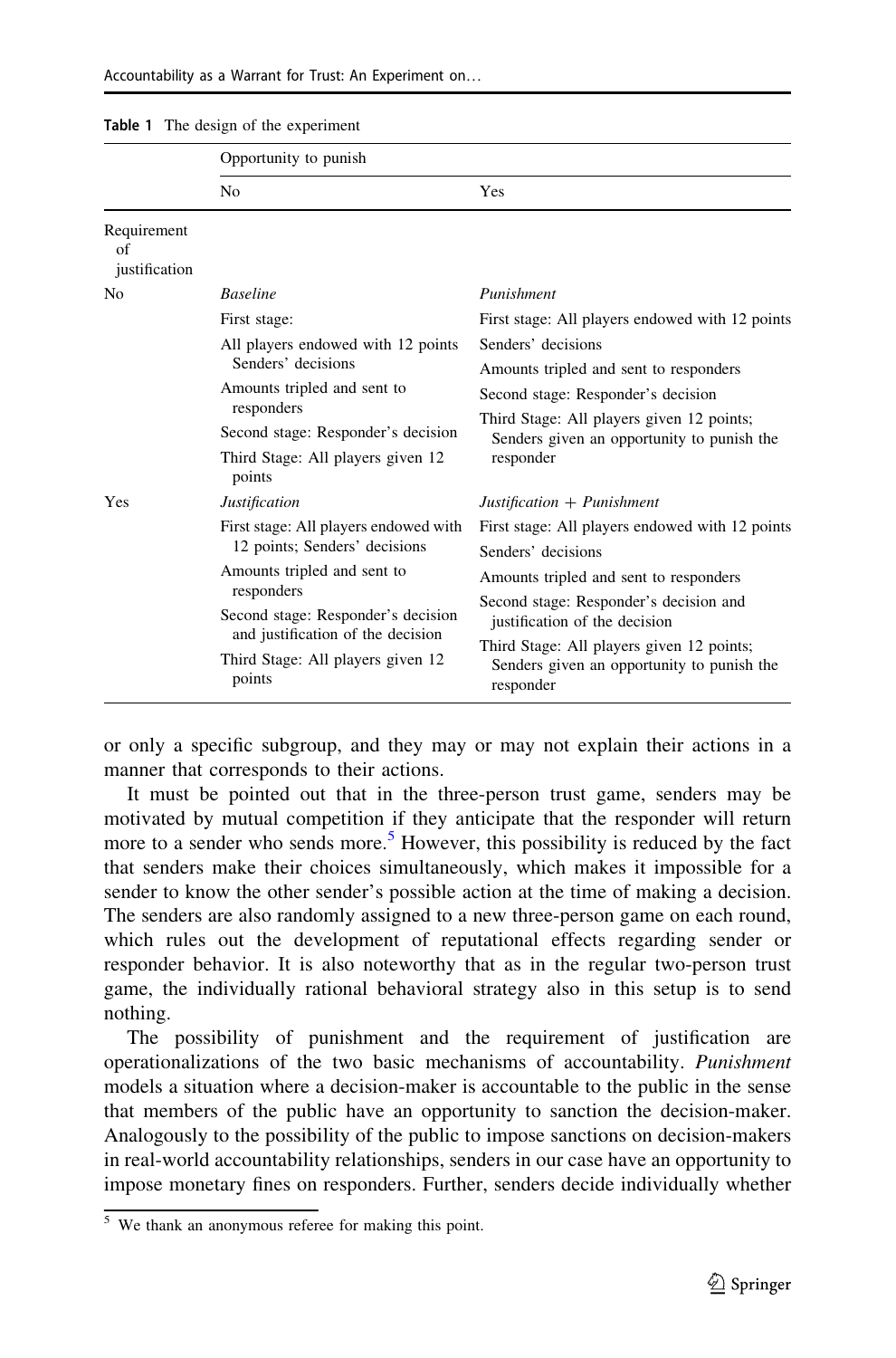Table 1 The design of the experiment

| | Opportunity to punish | |
|---|---|---|
| | No | Yes |
| Requirement of justification | | |
| No | *Baseline*<br>First stage:<br>All players endowed with 12 points Senders' decisions<br>Amounts tripled and sent to responders<br>Second stage: Responder's decision<br>Third Stage: All players given 12 points | *Punishment*<br>First stage: All players endowed with 12 points<br>Senders' decisions<br>Amounts tripled and sent to responders<br>Second stage: Responder's decision<br>Third Stage: All players given 12 points; Senders given an opportunity to punish the responder |
| Yes | *Justification*<br>First stage: All players endowed with 12 points; Senders' decisions<br>Amounts tripled and sent to responders<br>Second stage: Responder's decision and justification of the decision<br>Third Stage: All players given 12 points | *Justification + Punishment*<br>First stage: All players endowed with 12 points<br>Senders' decisions<br>Amounts tripled and sent to responders<br>Second stage: Responder's decision and justification of the decision<br>Third Stage: All players given 12 points; Senders given an opportunity to punish the responder |

or only a specific subgroup, and they may or may not explain their actions in a manner that corresponds to their actions.

It must be pointed out that in the three-person trust game, senders may be motivated by mutual competition if they anticipate that the responder will return more to a sender who sends more.[5] However, this possibility is reduced by the fact that senders make their choices simultaneously, which makes it impossible for a sender to know the other sender's possible action at the time of making a decision. The senders are also randomly assigned to a new three-person game on each round, which rules out the development of reputational effects regarding sender or responder behavior. It is also noteworthy that as in the regular two-person trust game, the individually rational behavioral strategy also in this setup is to send nothing.

The possibility of punishment and the requirement of justification are operationalizations of the two basic mechanisms of accountability. *Punishment* models a situation where a decision-maker is accountable to the public in the sense that members of the public have an opportunity to sanction the decision-maker. Analogously to the possibility of the public to impose sanctions on decision-makers in real-world accountability relationships, senders in our case have an opportunity to impose monetary fines on responders. Further, senders decide individually whether

[5] We thank an anonymous referee for making this point.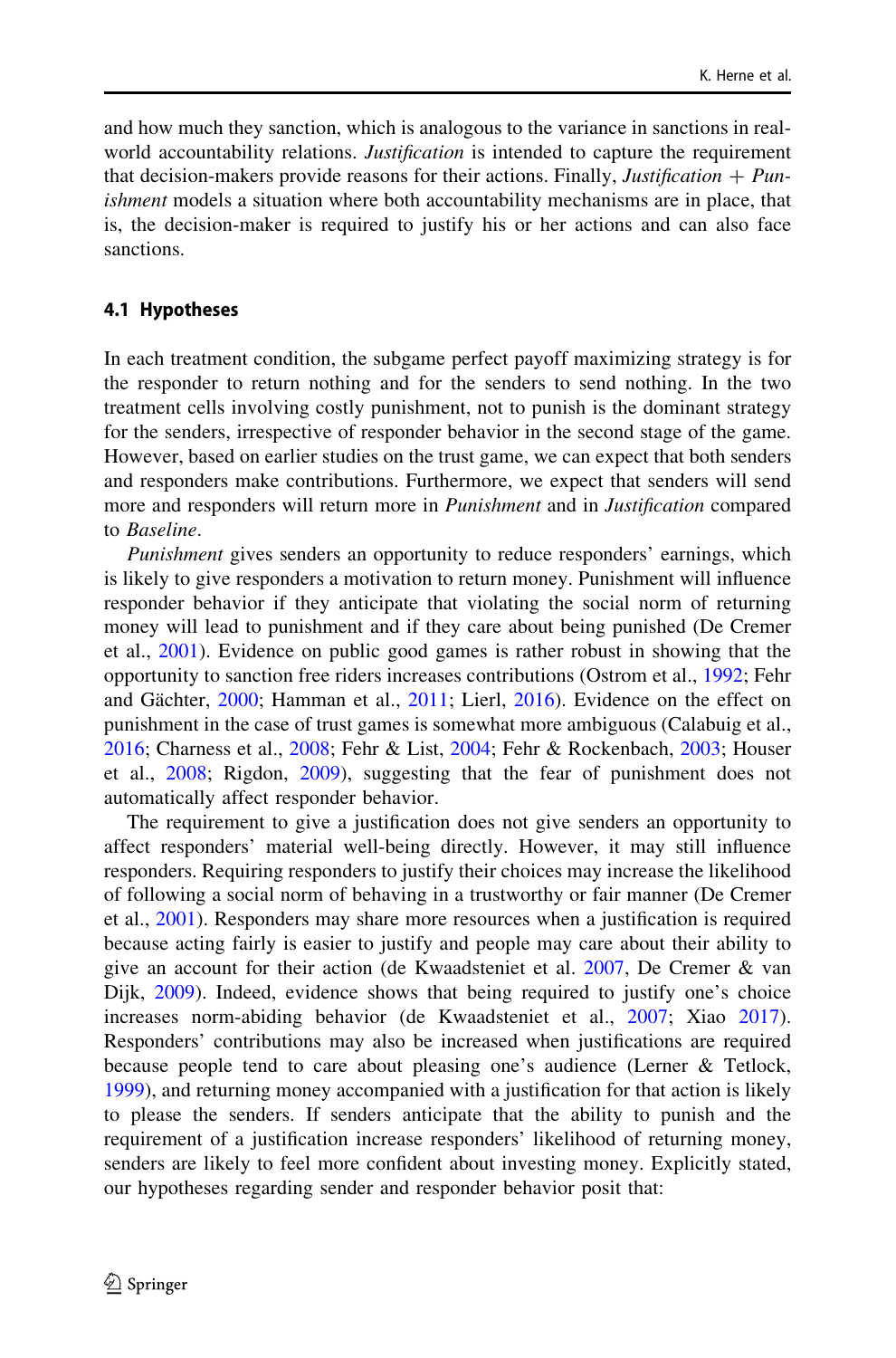and how much they sanction, which is analogous to the variance in sanctions in real-world accountability relations. *Justification* is intended to capture the requirement that decision-makers provide reasons for their actions. Finally, *Justification + Punishment* models a situation where both accountability mechanisms are in place, that is, the decision-maker is required to justify his or her actions and can also face sanctions.

### 4.1 Hypotheses

In each treatment condition, the subgame perfect payoff maximizing strategy is for the responder to return nothing and for the senders to send nothing. In the two treatment cells involving costly punishment, not to punish is the dominant strategy for the senders, irrespective of responder behavior in the second stage of the game. However, based on earlier studies on the trust game, we can expect that both senders and responders make contributions. Furthermore, we expect that senders will send more and responders will return more in *Punishment* and in *Justification* compared to *Baseline*.

*Punishment* gives senders an opportunity to reduce responders' earnings, which is likely to give responders a motivation to return money. Punishment will influence responder behavior if they anticipate that violating the social norm of returning money will lead to punishment and if they care about being punished (De Cremer et al., 2001). Evidence on public good games is rather robust in showing that the opportunity to sanction free riders increases contributions (Ostrom et al., 1992; Fehr and Gächter, 2000; Hamman et al., 2011; Lierl, 2016). Evidence on the effect on punishment in the case of trust games is somewhat more ambiguous (Calabuig et al., 2016; Charness et al., 2008; Fehr & List, 2004; Fehr & Rockenbach, 2003; Houser et al., 2008; Rigdon, 2009), suggesting that the fear of punishment does not automatically affect responder behavior.

The requirement to give a justification does not give senders an opportunity to affect responders' material well-being directly. However, it may still influence responders. Requiring responders to justify their choices may increase the likelihood of following a social norm of behaving in a trustworthy or fair manner (De Cremer et al., 2001). Responders may share more resources when a justification is required because acting fairly is easier to justify and people may care about their ability to give an account for their action (de Kwaadsteniet et al. 2007, De Cremer & van Dijk, 2009). Indeed, evidence shows that being required to justify one's choice increases norm-abiding behavior (de Kwaadsteniet et al., 2007; Xiao 2017). Responders' contributions may also be increased when justifications are required because people tend to care about pleasing one's audience (Lerner & Tetlock, 1999), and returning money accompanied with a justification for that action is likely to please the senders. If senders anticipate that the ability to punish and the requirement of a justification increase responders' likelihood of returning money, senders are likely to feel more confident about investing money. Explicitly stated, our hypotheses regarding sender and responder behavior posit that: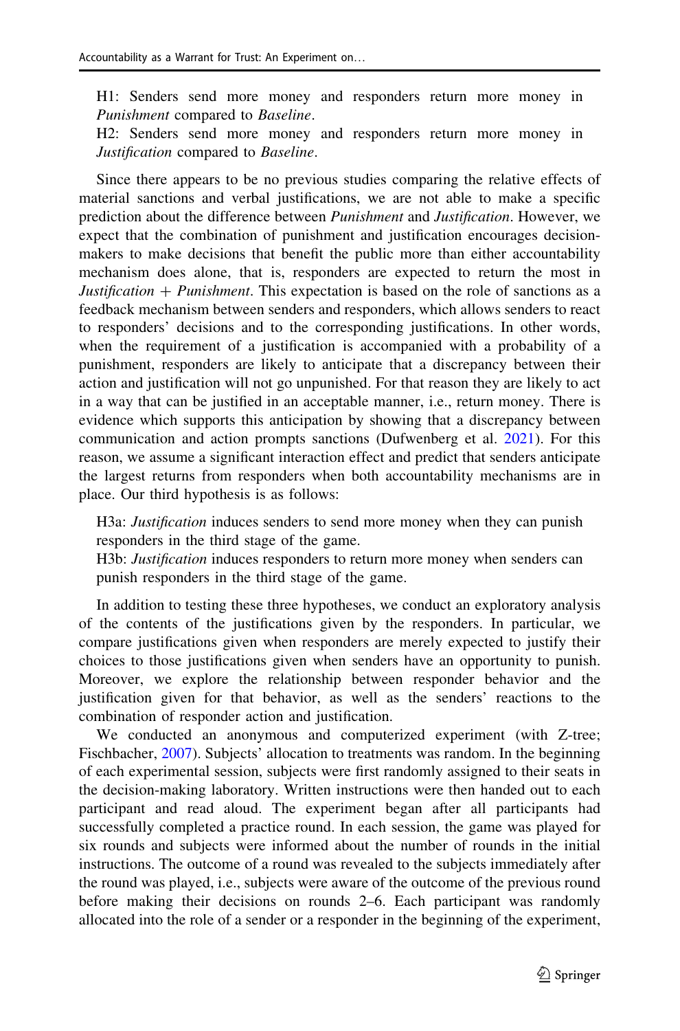H1: Senders send more money and responders return more money in *Punishment* compared to *Baseline*.

H2: Senders send more money and responders return more money in *Justification* compared to *Baseline*.

Since there appears to be no previous studies comparing the relative effects of material sanctions and verbal justifications, we are not able to make a specific prediction about the difference between *Punishment* and *Justification*. However, we expect that the combination of punishment and justification encourages decision-makers to make decisions that benefit the public more than either accountability mechanism does alone, that is, responders are expected to return the most in *Justification + Punishment*. This expectation is based on the role of sanctions as a feedback mechanism between senders and responders, which allows senders to react to responders' decisions and to the corresponding justifications. In other words, when the requirement of a justification is accompanied with a probability of a punishment, responders are likely to anticipate that a discrepancy between their action and justification will not go unpunished. For that reason they are likely to act in a way that can be justified in an acceptable manner, i.e., return money. There is evidence which supports this anticipation by showing that a discrepancy between communication and action prompts sanctions (Dufwenberg et al. 2021). For this reason, we assume a significant interaction effect and predict that senders anticipate the largest returns from responders when both accountability mechanisms are in place. Our third hypothesis is as follows:

H3a: *Justification* induces senders to send more money when they can punish responders in the third stage of the game.

H3b: *Justification* induces responders to return more money when senders can punish responders in the third stage of the game.

In addition to testing these three hypotheses, we conduct an exploratory analysis of the contents of the justifications given by the responders. In particular, we compare justifications given when responders are merely expected to justify their choices to those justifications given when senders have an opportunity to punish. Moreover, we explore the relationship between responder behavior and the justification given for that behavior, as well as the senders' reactions to the combination of responder action and justification.

We conducted an anonymous and computerized experiment (with Z-tree; Fischbacher, 2007). Subjects' allocation to treatments was random. In the beginning of each experimental session, subjects were first randomly assigned to their seats in the decision-making laboratory. Written instructions were then handed out to each participant and read aloud. The experiment began after all participants had successfully completed a practice round. In each session, the game was played for six rounds and subjects were informed about the number of rounds in the initial instructions. The outcome of a round was revealed to the subjects immediately after the round was played, i.e., subjects were aware of the outcome of the previous round before making their decisions on rounds 2–6. Each participant was randomly allocated into the role of a sender or a responder in the beginning of the experiment,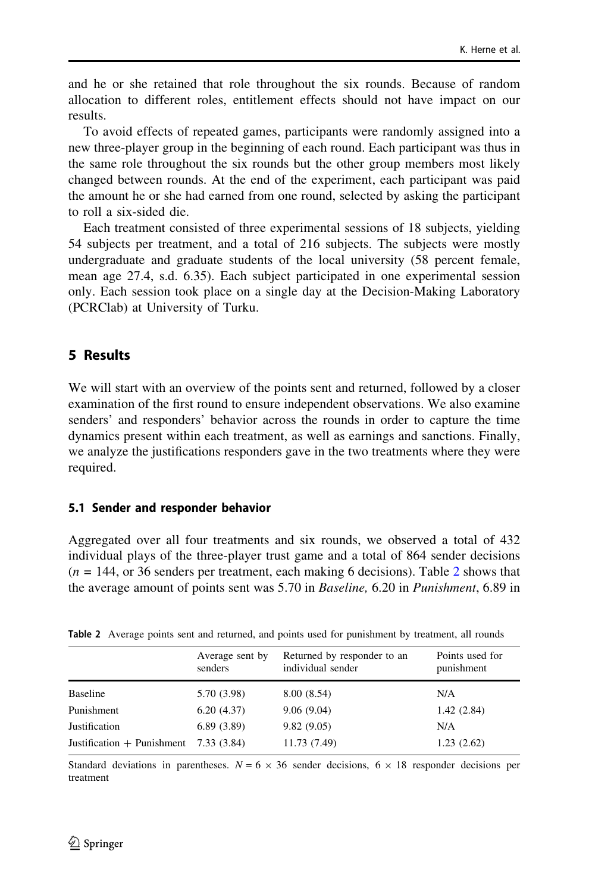and he or she retained that role throughout the six rounds. Because of random allocation to different roles, entitlement effects should not have impact on our results.

To avoid effects of repeated games, participants were randomly assigned into a new three-player group in the beginning of each round. Each participant was thus in the same role throughout the six rounds but the other group members most likely changed between rounds. At the end of the experiment, each participant was paid the amount he or she had earned from one round, selected by asking the participant to roll a six-sided die.

Each treatment consisted of three experimental sessions of 18 subjects, yielding 54 subjects per treatment, and a total of 216 subjects. The subjects were mostly undergraduate and graduate students of the local university (58 percent female, mean age 27.4, s.d. 6.35). Each subject participated in one experimental session only. Each session took place on a single day at the Decision-Making Laboratory (PCRClab) at University of Turku.

## 5 Results

We will start with an overview of the points sent and returned, followed by a closer examination of the first round to ensure independent observations. We also examine senders' and responders' behavior across the rounds in order to capture the time dynamics present within each treatment, as well as earnings and sanctions. Finally, we analyze the justifications responders gave in the two treatments where they were required.

### 5.1 Sender and responder behavior

Aggregated over all four treatments and six rounds, we observed a total of 432 individual plays of the three-player trust game and a total of 864 sender decisions ($n = 144$, or 36 senders per treatment, each making 6 decisions). Table 2 shows that the average amount of points sent was 5.70 in *Baseline,* 6.20 in *Punishment*, 6.89 in

**Table 2** Average points sent and returned, and points used for punishment by treatment, all rounds

| | Average sent by senders | Returned by responder to an individual sender | Points used for punishment |
|---|---|---|---|
| Baseline | 5.70 (3.98) | 8.00 (8.54) | N/A |
| Punishment | 6.20 (4.37) | 9.06 (9.04) | 1.42 (2.84) |
| Justification | 6.89 (3.89) | 9.82 (9.05) | N/A |
| Justification + Punishment | 7.33 (3.84) | 11.73 (7.49) | 1.23 (2.62) |

Standard deviations in parentheses. $N = 6 \times 36$ sender decisions, $6 \times 18$ responder decisions per treatment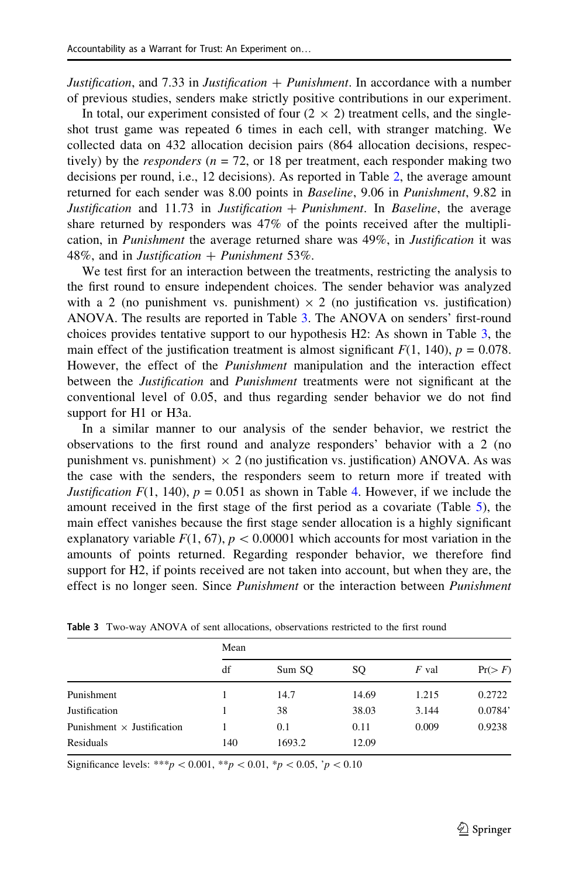*Justification*, and 7.33 in *Justification + Punishment*. In accordance with a number of previous studies, senders make strictly positive contributions in our experiment.

In total, our experiment consisted of four (2 × 2) treatment cells, and the single-shot trust game was repeated 6 times in each cell, with stranger matching. We collected data on 432 allocation decision pairs (864 allocation decisions, respectively) by the *responders* ($n = 72$, or 18 per treatment, each responder making two decisions per round, i.e., 12 decisions). As reported in Table 2, the average amount returned for each sender was 8.00 points in *Baseline*, 9.06 in *Punishment*, 9.82 in *Justification* and 11.73 in *Justification + Punishment*. In *Baseline*, the average share returned by responders was 47% of the points received after the multiplication, in *Punishment* the average returned share was 49%, in *Justification* it was 48%, and in *Justification + Punishment* 53%.

We test first for an interaction between the treatments, restricting the analysis to the first round to ensure independent choices. The sender behavior was analyzed with a 2 (no punishment vs. punishment) × 2 (no justification vs. justification) ANOVA. The results are reported in Table 3. The ANOVA on senders' first-round choices provides tentative support to our hypothesis H2: As shown in Table 3, the main effect of the justification treatment is almost significant $F(1, 140)$, $p = 0.078$. However, the effect of the *Punishment* manipulation and the interaction effect between the *Justification* and *Punishment* treatments were not significant at the conventional level of 0.05, and thus regarding sender behavior we do not find support for H1 or H3a.

In a similar manner to our analysis of the sender behavior, we restrict the observations to the first round and analyze responders' behavior with a 2 (no punishment vs. punishment) × 2 (no justification vs. justification) ANOVA. As was the case with the senders, the responders seem to return more if treated with *Justification* $F(1, 140)$, $p = 0.051$ as shown in Table 4. However, if we include the amount received in the first stage of the first period as a covariate (Table 5), the main effect vanishes because the first stage sender allocation is a highly significant explanatory variable $F(1, 67)$, $p < 0.00001$ which accounts for most variation in the amounts of points returned. Regarding responder behavior, we therefore find support for H2, if points received are not taken into account, but when they are, the effect is no longer seen. Since *Punishment* or the interaction between *Punishment*

**Table 3** Two-way ANOVA of sent allocations, observations restricted to the first round

| | df | Sum SQ | Mean SQ | *F* val | Pr(> *F*) |
|---|---|---|---|---|---|
| Punishment | 1 | 14.7 | 14.69 | 1.215 | 0.2722 |
| Justification | 1 | 38 | 38.03 | 3.144 | 0.0784' |
| Punishment × Justification | 1 | 0.1 | 0.11 | 0.009 | 0.9238 |
| Residuals | 140 | 1693.2 | 12.09 | | |

Significance levels: *** $p < 0.001$, ** $p < 0.01$, * $p < 0.05$, ' $p < 0.10$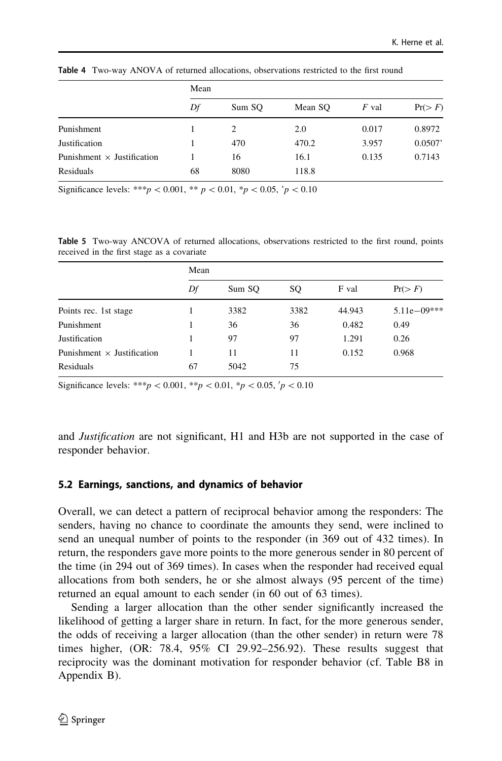Table 4 Two-way ANOVA of returned allocations, observations restricted to the first round

| | Mean | | | | |
|---|---|---|---|---|---|
| | *Df* | Sum SQ | Mean SQ | *F* val | Pr(> *F*) |
| Punishment | 1 | 2 | 2.0 | 0.017 | 0.8972 |
| Justification | 1 | 470 | 470.2 | 3.957 | 0.0507' |
| Punishment × Justification | 1 | 16 | 16.1 | 0.135 | 0.7143 |
| Residuals | 68 | 8080 | 118.8 | | |

Significance levels: *** $p < 0.001$, ** $p < 0.01$, * $p < 0.05$, ' $p < 0.10$

Table 5 Two-way ANCOVA of returned allocations, observations restricted to the first round, points received in the first stage as a covariate

| | Mean | | | | |
|---|---|---|---|---|---|
| | *Df* | Sum SQ | SQ | F val | Pr(> *F*) |
| Points rec. 1st stage | 1 | 3382 | 3382 | 44.943 | 5.11e−09*** |
| Punishment | 1 | 36 | 36 | 0.482 | 0.49 |
| Justification | 1 | 97 | 97 | 1.291 | 0.26 |
| Punishment × Justification | 1 | 11 | 11 | 0.152 | 0.968 |
| Residuals | 67 | 5042 | 75 | | |

Significance levels: *** $p < 0.001$, ** $p < 0.01$, * $p < 0.05$, ' $p < 0.10$

and *Justification* are not significant, H1 and H3b are not supported in the case of responder behavior.

### 5.2 Earnings, sanctions, and dynamics of behavior

Overall, we can detect a pattern of reciprocal behavior among the responders: The senders, having no chance to coordinate the amounts they send, were inclined to send an unequal number of points to the responder (in 369 out of 432 times). In return, the responders gave more points to the more generous sender in 80 percent of the time (in 294 out of 369 times). In cases when the responder had received equal allocations from both senders, he or she almost always (95 percent of the time) returned an equal amount to each sender (in 60 out of 63 times).

Sending a larger allocation than the other sender significantly increased the likelihood of getting a larger share in return. In fact, for the more generous sender, the odds of receiving a larger allocation (than the other sender) in return were 78 times higher, (OR: 78.4, 95% CI 29.92–256.92). These results suggest that reciprocity was the dominant motivation for responder behavior (cf. Table B8 in Appendix B).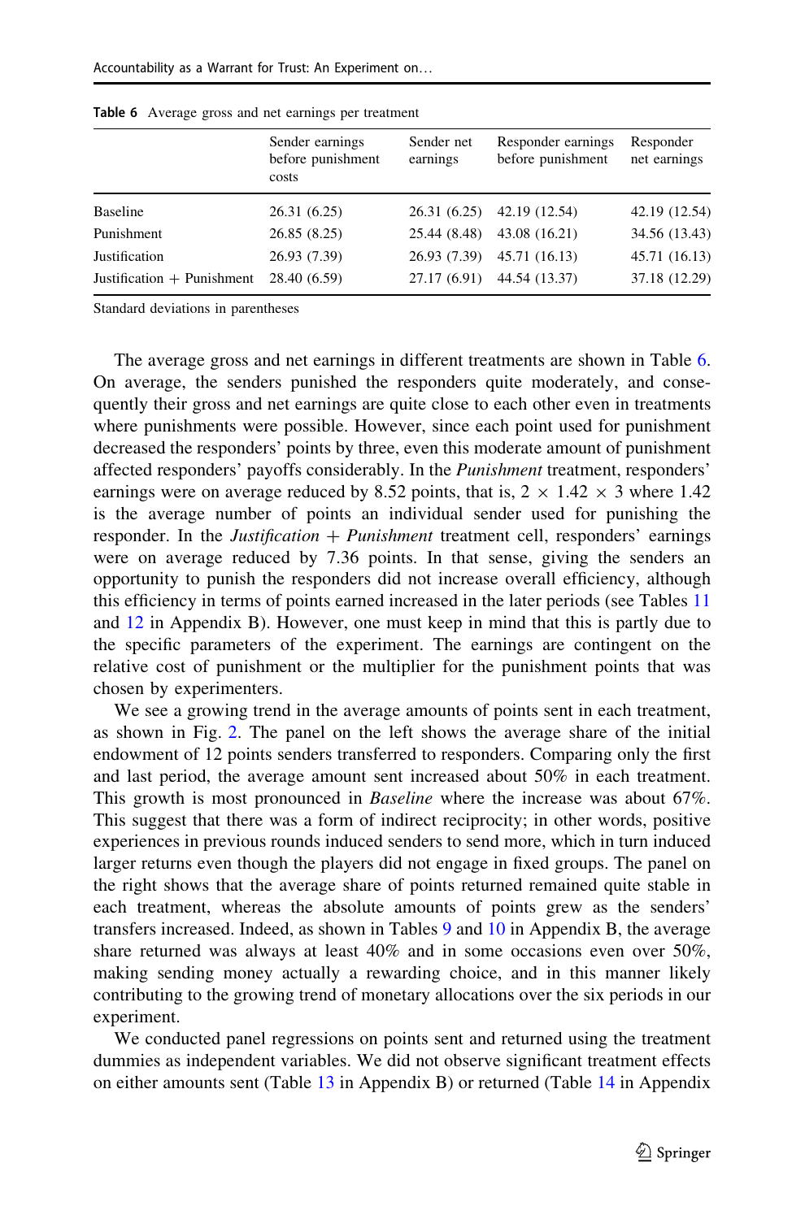Table 6 Average gross and net earnings per treatment

| | Sender earnings before punishment costs | Sender net earnings | Responder earnings before punishment | Responder net earnings |
|---|---|---|---|---|
| Baseline | 26.31 (6.25) | 26.31 (6.25) | 42.19 (12.54) | 42.19 (12.54) |
| Punishment | 26.85 (8.25) | 25.44 (8.48) | 43.08 (16.21) | 34.56 (13.43) |
| Justification | 26.93 (7.39) | 26.93 (7.39) | 45.71 (16.13) | 45.71 (16.13) |
| Justification + Punishment | 28.40 (6.59) | 27.17 (6.91) | 44.54 (13.37) | 37.18 (12.29) |

Standard deviations in parentheses

The average gross and net earnings in different treatments are shown in Table 6. On average, the senders punished the responders quite moderately, and consequently their gross and net earnings are quite close to each other even in treatments where punishments were possible. However, since each point used for punishment decreased the responders' points by three, even this moderate amount of punishment affected responders' payoffs considerably. In the *Punishment* treatment, responders' earnings were on average reduced by 8.52 points, that is, $2 \times 1.42 \times 3$ where 1.42 is the average number of points an individual sender used for punishing the responder. In the *Justification + Punishment* treatment cell, responders' earnings were on average reduced by 7.36 points. In that sense, giving the senders an opportunity to punish the responders did not increase overall efficiency, although this efficiency in terms of points earned increased in the later periods (see Tables 11 and 12 in Appendix B). However, one must keep in mind that this is partly due to the specific parameters of the experiment. The earnings are contingent on the relative cost of punishment or the multiplier for the punishment points that was chosen by experimenters.

We see a growing trend in the average amounts of points sent in each treatment, as shown in Fig. 2. The panel on the left shows the average share of the initial endowment of 12 points senders transferred to responders. Comparing only the first and last period, the average amount sent increased about 50% in each treatment. This growth is most pronounced in *Baseline* where the increase was about 67%. This suggest that there was a form of indirect reciprocity; in other words, positive experiences in previous rounds induced senders to send more, which in turn induced larger returns even though the players did not engage in fixed groups. The panel on the right shows that the average share of points returned remained quite stable in each treatment, whereas the absolute amounts of points grew as the senders' transfers increased. Indeed, as shown in Tables 9 and 10 in Appendix B, the average share returned was always at least 40% and in some occasions even over 50%, making sending money actually a rewarding choice, and in this manner likely contributing to the growing trend of monetary allocations over the six periods in our experiment.

We conducted panel regressions on points sent and returned using the treatment dummies as independent variables. We did not observe significant treatment effects on either amounts sent (Table 13 in Appendix B) or returned (Table 14 in Appendix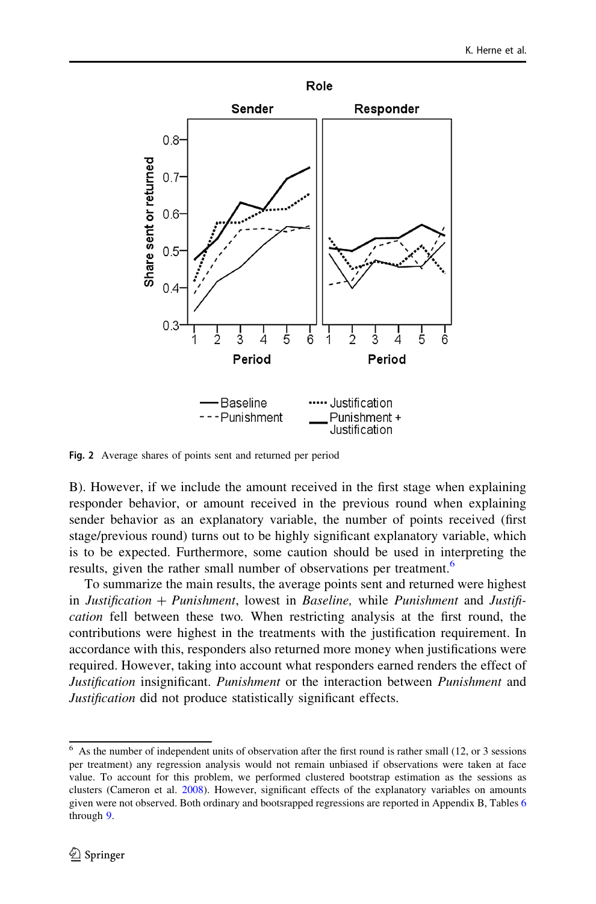Fig. 2 Average shares of points sent and returned per period

B). However, if we include the amount received in the first stage when explaining responder behavior, or amount received in the previous round when explaining sender behavior as an explanatory variable, the number of points received (first stage/previous round) turns out to be highly significant explanatory variable, which is to be expected. Furthermore, some caution should be used in interpreting the results, given the rather small number of observations per treatment.[6]

To summarize the main results, the average points sent and returned were highest in *Justification* + *Punishment*, lowest in *Baseline,* while *Punishment* and *Justification* fell between these two. When restricting analysis at the first round, the contributions were highest in the treatments with the justification requirement. In accordance with this, responders also returned more money when justifications were required. However, taking into account what responders earned renders the effect of *Justification* insignificant. *Punishment* or the interaction between *Punishment* and *Justification* did not produce statistically significant effects.

[6] As the number of independent units of observation after the first round is rather small (12, or 3 sessions per treatment) any regression analysis would not remain unbiased if observations were taken at face value. To account for this problem, we performed clustered bootstrap estimation as the sessions as clusters (Cameron et al. 2008). However, significant effects of the explanatory variables on amounts given were not observed. Both ordinary and bootsrapped regressions are reported in Appendix B, Tables 6 through 9.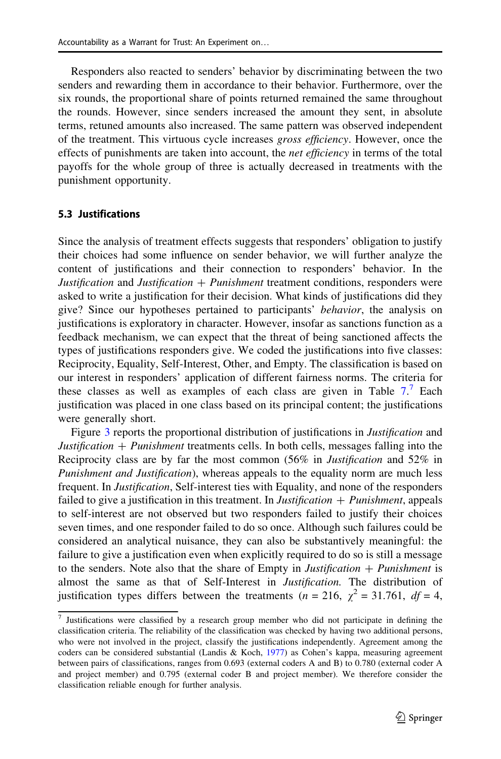Responders also reacted to senders' behavior by discriminating between the two senders and rewarding them in accordance to their behavior. Furthermore, over the six rounds, the proportional share of points returned remained the same throughout the rounds. However, since senders increased the amount they sent, in absolute terms, retuned amounts also increased. The same pattern was observed independent of the treatment. This virtuous cycle increases *gross efficiency*. However, once the effects of punishments are taken into account, the *net efficiency* in terms of the total payoffs for the whole group of three is actually decreased in treatments with the punishment opportunity.

### 5.3 Justifications

Since the analysis of treatment effects suggests that responders' obligation to justify their choices had some influence on sender behavior, we will further analyze the content of justifications and their connection to responders' behavior. In the *Justification* and *Justification + Punishment* treatment conditions, responders were asked to write a justification for their decision. What kinds of justifications did they give? Since our hypotheses pertained to participants' *behavior*, the analysis on justifications is exploratory in character. However, insofar as sanctions function as a feedback mechanism, we can expect that the threat of being sanctioned affects the types of justifications responders give. We coded the justifications into five classes: Reciprocity, Equality, Self-Interest, Other, and Empty. The classification is based on our interest in responders' application of different fairness norms. The criteria for these classes as well as examples of each class are given in Table 7.[7] Each justification was placed in one class based on its principal content; the justifications were generally short.

Figure 3 reports the proportional distribution of justifications in *Justification* and *Justification + Punishment* treatments cells. In both cells, messages falling into the Reciprocity class are by far the most common (56% in *Justification* and 52% in *Punishment and Justification*), whereas appeals to the equality norm are much less frequent. In *Justification*, Self-interest ties with Equality, and none of the responders failed to give a justification in this treatment. In *Justification + Punishment*, appeals to self-interest are not observed but two responders failed to justify their choices seven times, and one responder failed to do so once. Although such failures could be considered an analytical nuisance, they can also be substantively meaningful: the failure to give a justification even when explicitly required to do so is still a message to the senders. Note also that the share of Empty in *Justification + Punishment* is almost the same as that of Self-Interest in *Justification.* The distribution of justification types differs between the treatments ($n = 216$, $\chi^2 = 31.761$, $df = 4$,

[7] Justifications were classified by a research group member who did not participate in defining the classification criteria. The reliability of the classification was checked by having two additional persons, who were not involved in the project, classify the justifications independently. Agreement among the coders can be considered substantial (Landis & Koch, 1977) as Cohen's kappa, measuring agreement between pairs of classifications, ranges from 0.693 (external coders A and B) to 0.780 (external coder A and project member) and 0.795 (external coder B and project member). We therefore consider the classification reliable enough for further analysis.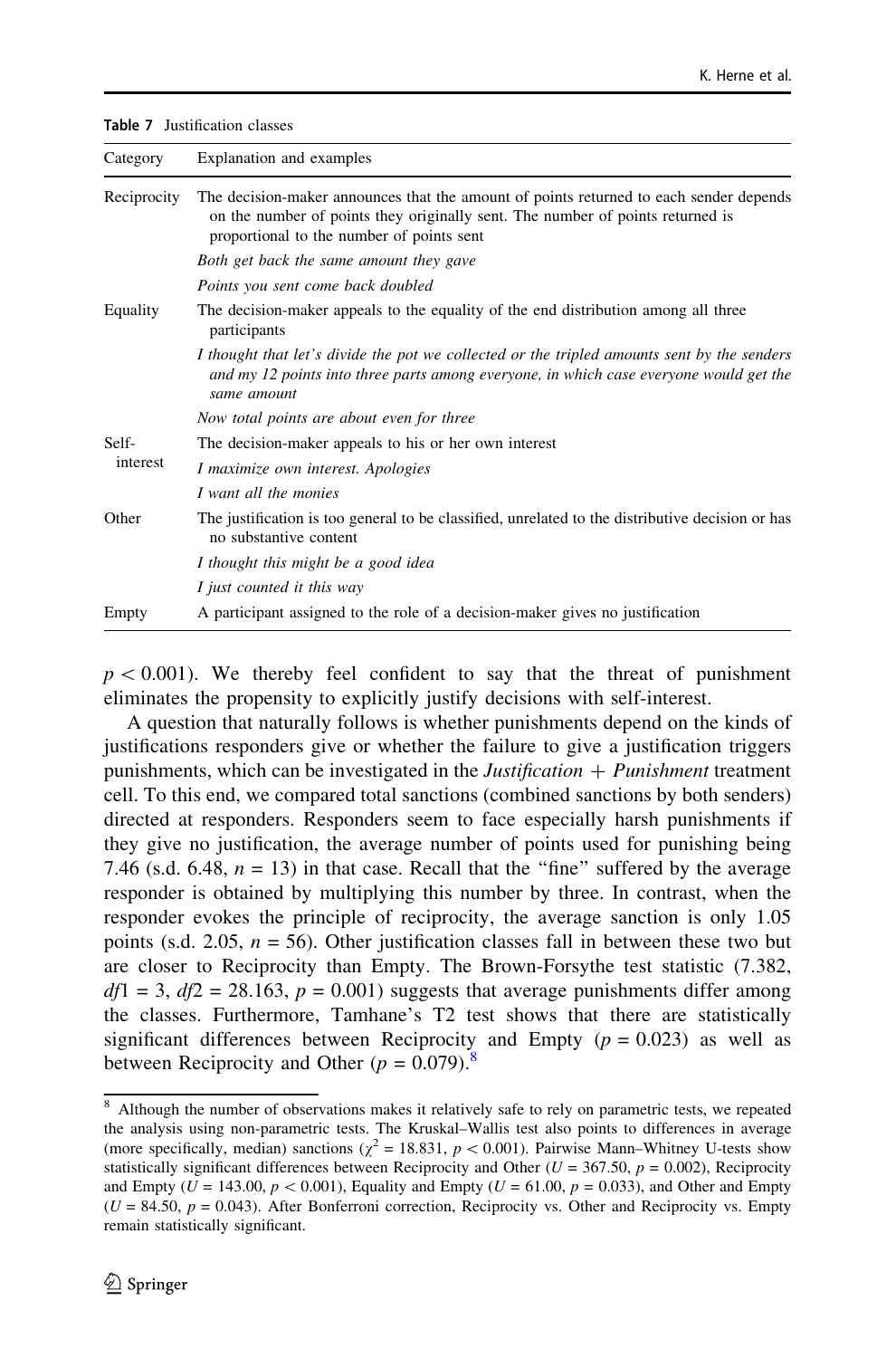**Table 7** Justification classes

| Category | Explanation and examples |
|---|---|
| Reciprocity | The decision-maker announces that the amount of points returned to each sender depends on the number of points they originally sent. The number of points returned is proportional to the number of points sent |
| | *Both get back the same amount they gave* |
| | *Points you sent come back doubled* |
| Equality | The decision-maker appeals to the equality of the end distribution among all three participants |
| | *I thought that let's divide the pot we collected or the tripled amounts sent by the senders and my 12 points into three parts among everyone, in which case everyone would get the same amount* |
| | *Now total points are about even for three* |
| Self-interest | The decision-maker appeals to his or her own interest |
| | *I maximize own interest. Apologies* |
| | *I want all the monies* |
| Other | The justification is too general to be classified, unrelated to the distributive decision or has no substantive content |
| | *I thought this might be a good idea* |
| | *I just counted it this way* |
| Empty | A participant assigned to the role of a decision-maker gives no justification |

$p < 0.001$). We thereby feel confident to say that the threat of punishment eliminates the propensity to explicitly justify decisions with self-interest.

A question that naturally follows is whether punishments depend on the kinds of justifications responders give or whether the failure to give a justification triggers punishments, which can be investigated in the *Justification + Punishment* treatment cell. To this end, we compared total sanctions (combined sanctions by both senders) directed at responders. Responders seem to face especially harsh punishments if they give no justification, the average number of points used for punishing being 7.46 (s.d. 6.48, $n = 13$) in that case. Recall that the "fine" suffered by the average responder is obtained by multiplying this number by three. In contrast, when the responder evokes the principle of reciprocity, the average sanction is only 1.05 points (s.d. 2.05, $n = 56$). Other justification classes fall in between these two but are closer to Reciprocity than Empty. The Brown-Forsythe test statistic (7.382, $df1 = 3$, $df2 = 28.163$, $p = 0.001$) suggests that average punishments differ among the classes. Furthermore, Tamhane's T2 test shows that there are statistically significant differences between Reciprocity and Empty ($p = 0.023$) as well as between Reciprocity and Other ($p = 0.079$).[8]

[8] Although the number of observations makes it relatively safe to rely on parametric tests, we repeated the analysis using non-parametric tests. The Kruskal–Wallis test also points to differences in average (more specifically, median) sanctions ($\chi^2 = 18.831$, $p < 0.001$). Pairwise Mann–Whitney U-tests show statistically significant differences between Reciprocity and Other ($U = 367.50$, $p = 0.002$), Reciprocity and Empty ($U = 143.00$, $p < 0.001$), Equality and Empty ($U = 61.00$, $p = 0.033$), and Other and Empty ($U = 84.50$, $p = 0.043$). After Bonferroni correction, Reciprocity vs. Other and Reciprocity vs. Empty remain statistically significant.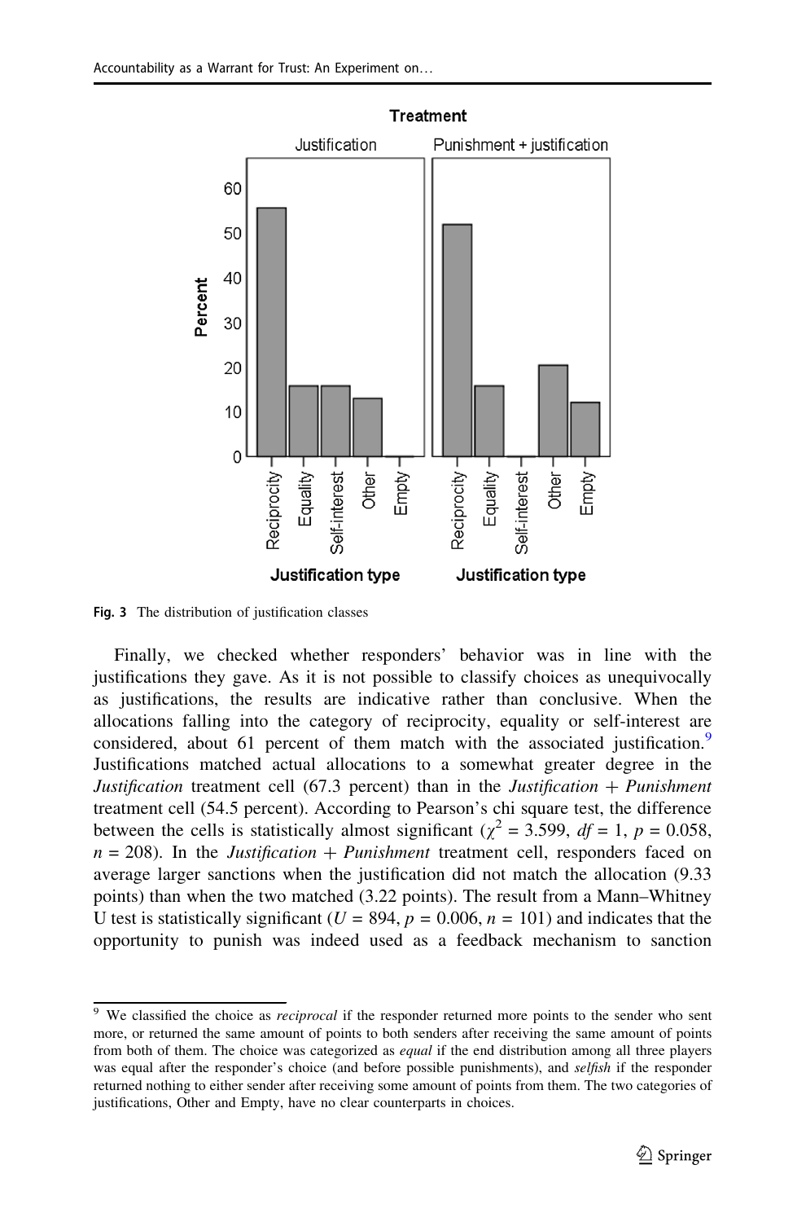Fig. 3 The distribution of justification classes

Finally, we checked whether responders' behavior was in line with the justifications they gave. As it is not possible to classify choices as unequivocally as justifications, the results are indicative rather than conclusive. When the allocations falling into the category of reciprocity, equality or self-interest are considered, about 61 percent of them match with the associated justification.[9] Justifications matched actual allocations to a somewhat greater degree in the *Justification* treatment cell (67.3 percent) than in the *Justification + Punishment* treatment cell (54.5 percent). According to Pearson's chi square test, the difference between the cells is statistically almost significant ($\chi^2 = 3.599$, $df = 1$, $p = 0.058$, $n = 208$). In the *Justification + Punishment* treatment cell, responders faced on average larger sanctions when the justification did not match the allocation (9.33 points) than when the two matched (3.22 points). The result from a Mann–Whitney U test is statistically significant ($U = 894$, $p = 0.006$, $n = 101$) and indicates that the opportunity to punish was indeed used as a feedback mechanism to sanction

[9] We classified the choice as *reciprocal* if the responder returned more points to the sender who sent more, or returned the same amount of points to both senders after receiving the same amount of points from both of them. The choice was categorized as *equal* if the end distribution among all three players was equal after the responder's choice (and before possible punishments), and *selfish* if the responder returned nothing to either sender after receiving some amount of points from them. The two categories of justifications, Other and Empty, have no clear counterparts in choices.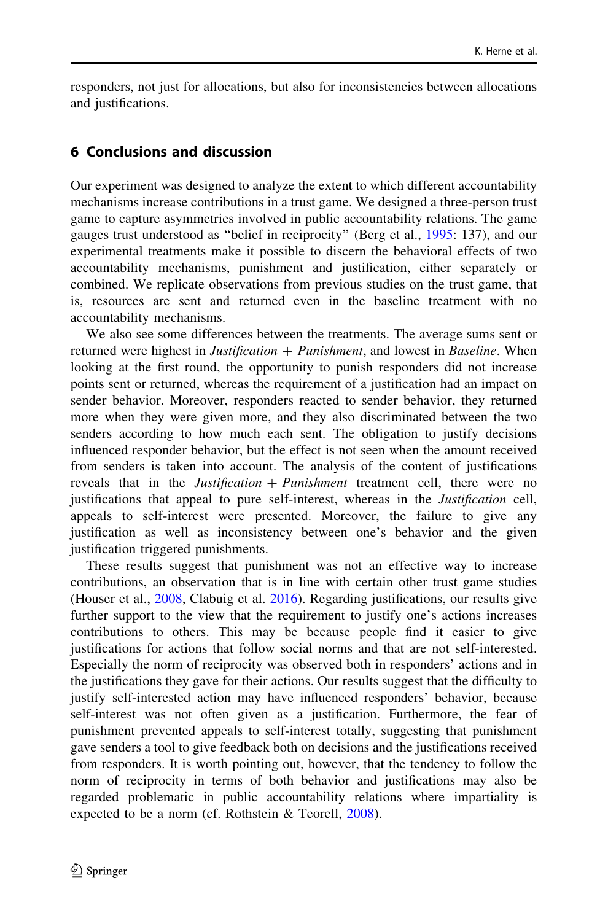responders, not just for allocations, but also for inconsistencies between allocations and justifications.

## 6 Conclusions and discussion

Our experiment was designed to analyze the extent to which different accountability mechanisms increase contributions in a trust game. We designed a three-person trust game to capture asymmetries involved in public accountability relations. The game gauges trust understood as "belief in reciprocity" (Berg et al., 1995: 137), and our experimental treatments make it possible to discern the behavioral effects of two accountability mechanisms, punishment and justification, either separately or combined. We replicate observations from previous studies on the trust game, that is, resources are sent and returned even in the baseline treatment with no accountability mechanisms.

We also see some differences between the treatments. The average sums sent or returned were highest in *Justification + Punishment*, and lowest in *Baseline*. When looking at the first round, the opportunity to punish responders did not increase points sent or returned, whereas the requirement of a justification had an impact on sender behavior. Moreover, responders reacted to sender behavior, they returned more when they were given more, and they also discriminated between the two senders according to how much each sent. The obligation to justify decisions influenced responder behavior, but the effect is not seen when the amount received from senders is taken into account. The analysis of the content of justifications reveals that in the *Justification + Punishment* treatment cell, there were no justifications that appeal to pure self-interest, whereas in the *Justification* cell, appeals to self-interest were presented. Moreover, the failure to give any justification as well as inconsistency between one's behavior and the given justification triggered punishments.

These results suggest that punishment was not an effective way to increase contributions, an observation that is in line with certain other trust game studies (Houser et al., 2008, Clabuig et al. 2016). Regarding justifications, our results give further support to the view that the requirement to justify one's actions increases contributions to others. This may be because people find it easier to give justifications for actions that follow social norms and that are not self-interested. Especially the norm of reciprocity was observed both in responders' actions and in the justifications they gave for their actions. Our results suggest that the difficulty to justify self-interested action may have influenced responders' behavior, because self-interest was not often given as a justification. Furthermore, the fear of punishment prevented appeals to self-interest totally, suggesting that punishment gave senders a tool to give feedback both on decisions and the justifications received from responders. It is worth pointing out, however, that the tendency to follow the norm of reciprocity in terms of both behavior and justifications may also be regarded problematic in public accountability relations where impartiality is expected to be a norm (cf. Rothstein & Teorell, 2008).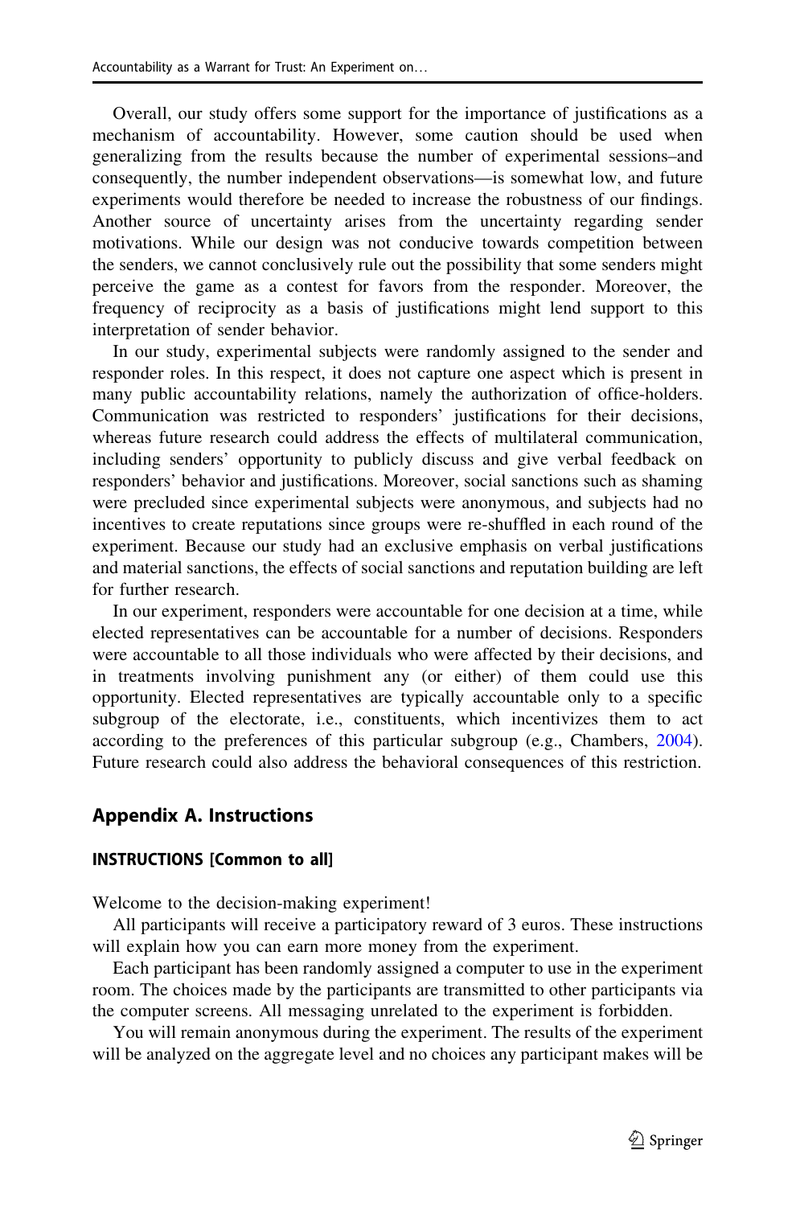Overall, our study offers some support for the importance of justifications as a mechanism of accountability. However, some caution should be used when generalizing from the results because the number of experimental sessions–and consequently, the number independent observations—is somewhat low, and future experiments would therefore be needed to increase the robustness of our findings. Another source of uncertainty arises from the uncertainty regarding sender motivations. While our design was not conducive towards competition between the senders, we cannot conclusively rule out the possibility that some senders might perceive the game as a contest for favors from the responder. Moreover, the frequency of reciprocity as a basis of justifications might lend support to this interpretation of sender behavior.

In our study, experimental subjects were randomly assigned to the sender and responder roles. In this respect, it does not capture one aspect which is present in many public accountability relations, namely the authorization of office-holders. Communication was restricted to responders' justifications for their decisions, whereas future research could address the effects of multilateral communication, including senders' opportunity to publicly discuss and give verbal feedback on responders' behavior and justifications. Moreover, social sanctions such as shaming were precluded since experimental subjects were anonymous, and subjects had no incentives to create reputations since groups were re-shuffled in each round of the experiment. Because our study had an exclusive emphasis on verbal justifications and material sanctions, the effects of social sanctions and reputation building are left for further research.

In our experiment, responders were accountable for one decision at a time, while elected representatives can be accountable for a number of decisions. Responders were accountable to all those individuals who were affected by their decisions, and in treatments involving punishment any (or either) of them could use this opportunity. Elected representatives are typically accountable only to a specific subgroup of the electorate, i.e., constituents, which incentivizes them to act according to the preferences of this particular subgroup (e.g., Chambers, 2004). Future research could also address the behavioral consequences of this restriction.

## Appendix A. Instructions

### INSTRUCTIONS [Common to all]

Welcome to the decision-making experiment!

All participants will receive a participatory reward of 3 euros. These instructions will explain how you can earn more money from the experiment.

Each participant has been randomly assigned a computer to use in the experiment room. The choices made by the participants are transmitted to other participants via the computer screens. All messaging unrelated to the experiment is forbidden.

You will remain anonymous during the experiment. The results of the experiment will be analyzed on the aggregate level and no choices any participant makes will be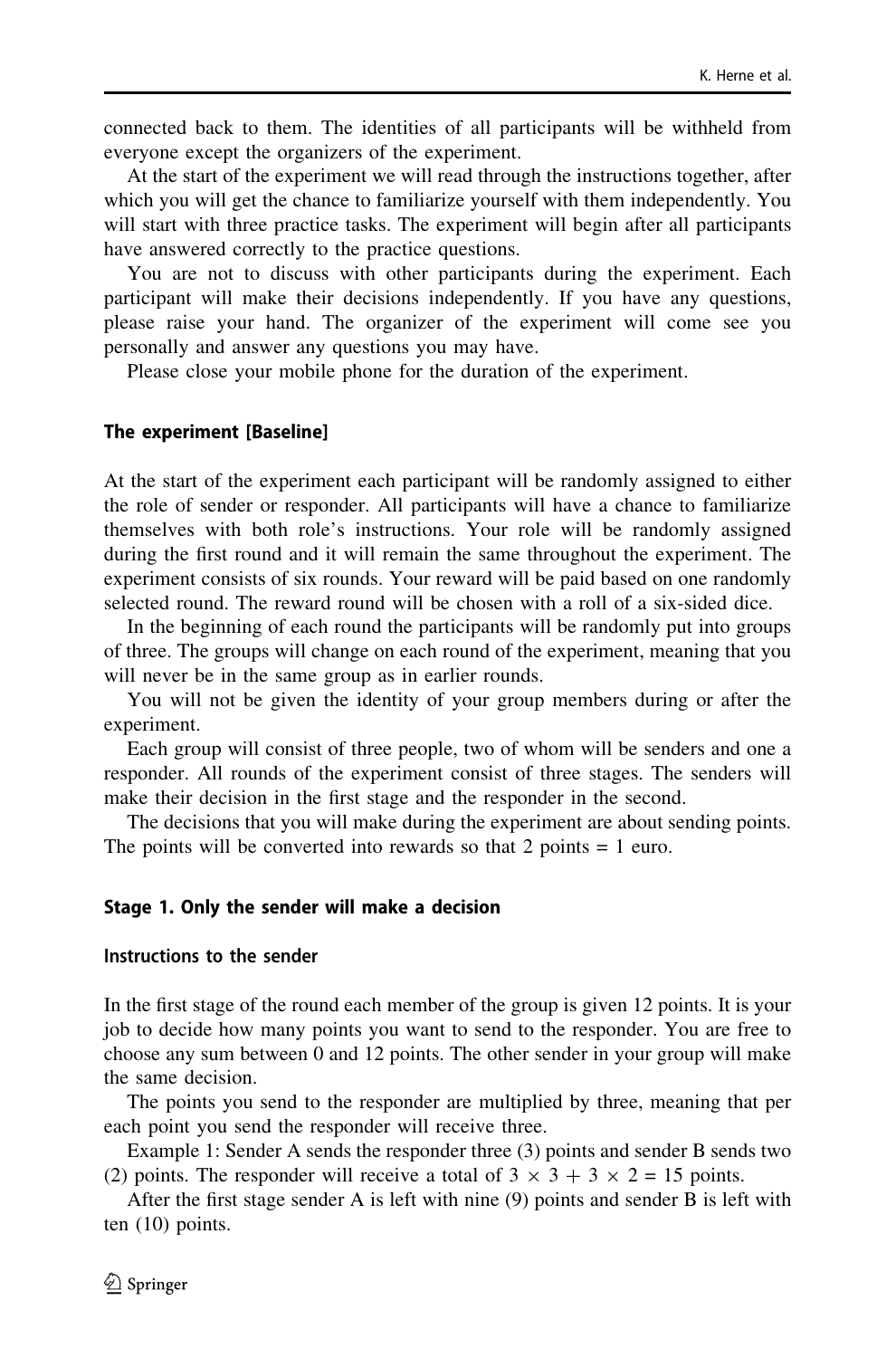connected back to them. The identities of all participants will be withheld from everyone except the organizers of the experiment.

At the start of the experiment we will read through the instructions together, after which you will get the chance to familiarize yourself with them independently. You will start with three practice tasks. The experiment will begin after all participants have answered correctly to the practice questions.

You are not to discuss with other participants during the experiment. Each participant will make their decisions independently. If you have any questions, please raise your hand. The organizer of the experiment will come see you personally and answer any questions you may have.

Please close your mobile phone for the duration of the experiment.

### The experiment [Baseline]

At the start of the experiment each participant will be randomly assigned to either the role of sender or responder. All participants will have a chance to familiarize themselves with both role's instructions. Your role will be randomly assigned during the first round and it will remain the same throughout the experiment. The experiment consists of six rounds. Your reward will be paid based on one randomly selected round. The reward round will be chosen with a roll of a six-sided dice.

In the beginning of each round the participants will be randomly put into groups of three. The groups will change on each round of the experiment, meaning that you will never be in the same group as in earlier rounds.

You will not be given the identity of your group members during or after the experiment.

Each group will consist of three people, two of whom will be senders and one a responder. All rounds of the experiment consist of three stages. The senders will make their decision in the first stage and the responder in the second.

The decisions that you will make during the experiment are about sending points. The points will be converted into rewards so that 2 points = 1 euro.

### Stage 1. Only the sender will make a decision

#### Instructions to the sender

In the first stage of the round each member of the group is given 12 points. It is your job to decide how many points you want to send to the responder. You are free to choose any sum between 0 and 12 points. The other sender in your group will make the same decision.

The points you send to the responder are multiplied by three, meaning that per each point you send the responder will receive three.

Example 1: Sender A sends the responder three (3) points and sender B sends two (2) points. The responder will receive a total of $3 \times 3 + 3 \times 2 = 15$ points.

After the first stage sender A is left with nine (9) points and sender B is left with ten (10) points.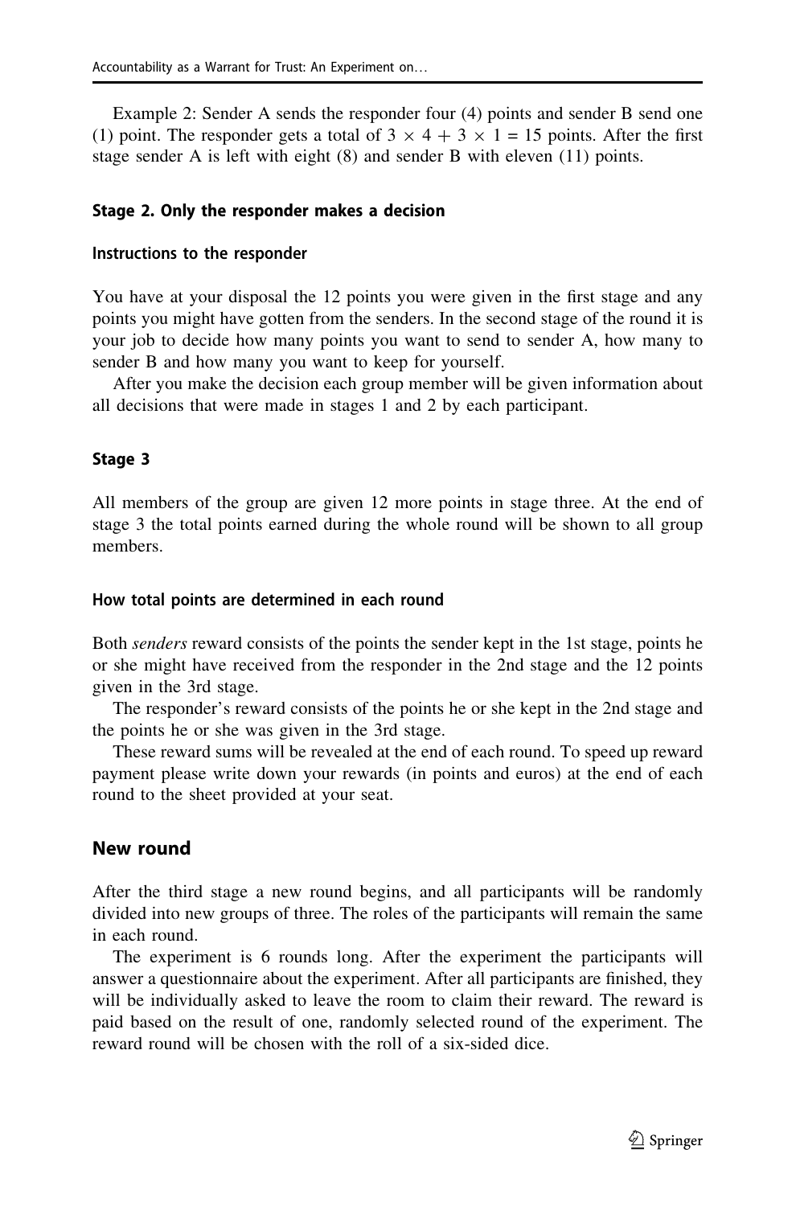Example 2: Sender A sends the responder four (4) points and sender B send one (1) point. The responder gets a total of $3 \times 4 + 3 \times 1 = 15$ points. After the first stage sender A is left with eight (8) and sender B with eleven (11) points.

#### Stage 2. Only the responder makes a decision

##### Instructions to the responder

You have at your disposal the 12 points you were given in the first stage and any points you might have gotten from the senders. In the second stage of the round it is your job to decide how many points you want to send to sender A, how many to sender B and how many you want to keep for yourself.

After you make the decision each group member will be given information about all decisions that were made in stages 1 and 2 by each participant.

#### Stage 3

All members of the group are given 12 more points in stage three. At the end of stage 3 the total points earned during the whole round will be shown to all group members.

#### How total points are determined in each round

Both *senders* reward consists of the points the sender kept in the 1st stage, points he or she might have received from the responder in the 2nd stage and the 12 points given in the 3rd stage.

The responder's reward consists of the points he or she kept in the 2nd stage and the points he or she was given in the 3rd stage.

These reward sums will be revealed at the end of each round. To speed up reward payment please write down your rewards (in points and euros) at the end of each round to the sheet provided at your seat.

### New round

After the third stage a new round begins, and all participants will be randomly divided into new groups of three. The roles of the participants will remain the same in each round.

The experiment is 6 rounds long. After the experiment the participants will answer a questionnaire about the experiment. After all participants are finished, they will be individually asked to leave the room to claim their reward. The reward is paid based on the result of one, randomly selected round of the experiment. The reward round will be chosen with the roll of a six-sided dice.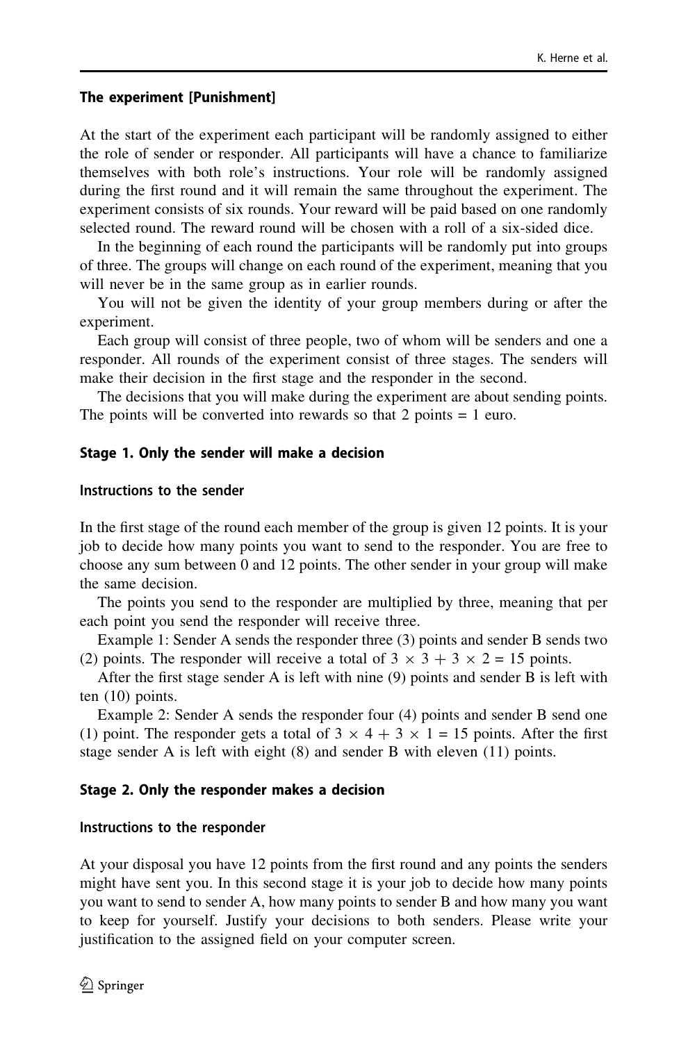### The experiment [Punishment]

At the start of the experiment each participant will be randomly assigned to either the role of sender or responder. All participants will have a chance to familiarize themselves with both role's instructions. Your role will be randomly assigned during the first round and it will remain the same throughout the experiment. The experiment consists of six rounds. Your reward will be paid based on one randomly selected round. The reward round will be chosen with a roll of a six-sided dice.

In the beginning of each round the participants will be randomly put into groups of three. The groups will change on each round of the experiment, meaning that you will never be in the same group as in earlier rounds.

You will not be given the identity of your group members during or after the experiment.

Each group will consist of three people, two of whom will be senders and one a responder. All rounds of the experiment consist of three stages. The senders will make their decision in the first stage and the responder in the second.

The decisions that you will make during the experiment are about sending points. The points will be converted into rewards so that 2 points = 1 euro.

### Stage 1. Only the sender will make a decision

#### Instructions to the sender

In the first stage of the round each member of the group is given 12 points. It is your job to decide how many points you want to send to the responder. You are free to choose any sum between 0 and 12 points. The other sender in your group will make the same decision.

The points you send to the responder are multiplied by three, meaning that per each point you send the responder will receive three.

Example 1: Sender A sends the responder three (3) points and sender B sends two (2) points. The responder will receive a total of $3 \times 3 + 3 \times 2 = 15$ points.

After the first stage sender A is left with nine (9) points and sender B is left with ten (10) points.

Example 2: Sender A sends the responder four (4) points and sender B send one (1) point. The responder gets a total of $3 \times 4 + 3 \times 1 = 15$ points. After the first stage sender A is left with eight (8) and sender B with eleven (11) points.

### Stage 2. Only the responder makes a decision

#### Instructions to the responder

At your disposal you have 12 points from the first round and any points the senders might have sent you. In this second stage it is your job to decide how many points you want to send to sender A, how many points to sender B and how many you want to keep for yourself. Justify your decisions to both senders. Please write your justification to the assigned field on your computer screen.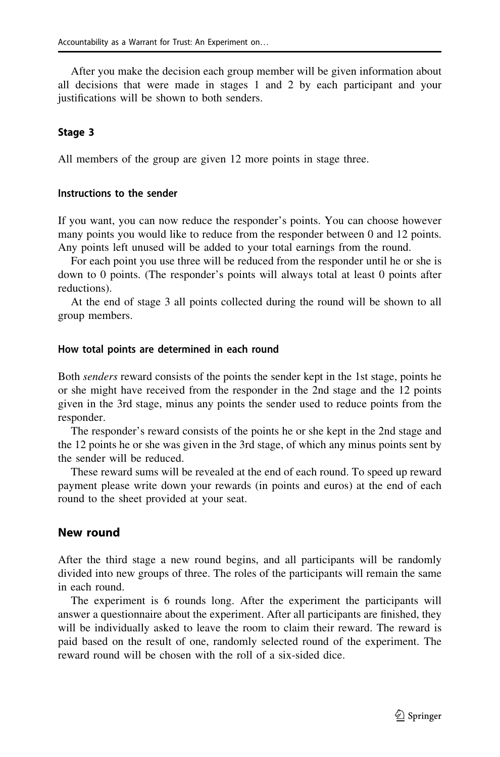After you make the decision each group member will be given information about all decisions that were made in stages 1 and 2 by each participant and your justifications will be shown to both senders.

### Stage 3

All members of the group are given 12 more points in stage three.

#### Instructions to the sender

If you want, you can now reduce the responder's points. You can choose however many points you would like to reduce from the responder between 0 and 12 points. Any points left unused will be added to your total earnings from the round.

For each point you use three will be reduced from the responder until he or she is down to 0 points. (The responder's points will always total at least 0 points after reductions).

At the end of stage 3 all points collected during the round will be shown to all group members.

#### How total points are determined in each round

Both *senders* reward consists of the points the sender kept in the 1st stage, points he or she might have received from the responder in the 2nd stage and the 12 points given in the 3rd stage, minus any points the sender used to reduce points from the responder.

The responder's reward consists of the points he or she kept in the 2nd stage and the 12 points he or she was given in the 3rd stage, of which any minus points sent by the sender will be reduced.

These reward sums will be revealed at the end of each round. To speed up reward payment please write down your rewards (in points and euros) at the end of each round to the sheet provided at your seat.

## New round

After the third stage a new round begins, and all participants will be randomly divided into new groups of three. The roles of the participants will remain the same in each round.

The experiment is 6 rounds long. After the experiment the participants will answer a questionnaire about the experiment. After all participants are finished, they will be individually asked to leave the room to claim their reward. The reward is paid based on the result of one, randomly selected round of the experiment. The reward round will be chosen with the roll of a six-sided dice.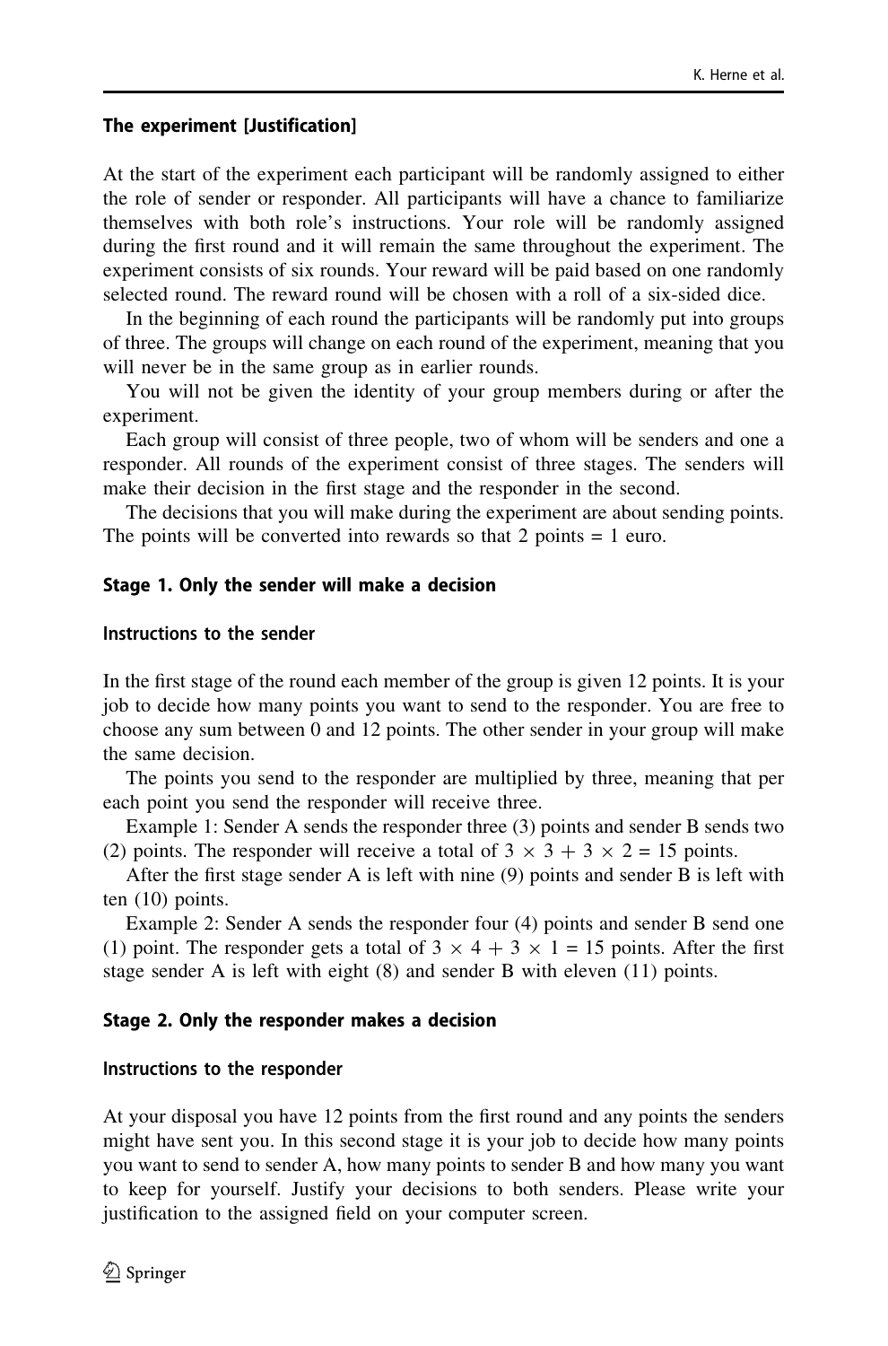#### The experiment [Justification]

At the start of the experiment each participant will be randomly assigned to either the role of sender or responder. All participants will have a chance to familiarize themselves with both role's instructions. Your role will be randomly assigned during the first round and it will remain the same throughout the experiment. The experiment consists of six rounds. Your reward will be paid based on one randomly selected round. The reward round will be chosen with a roll of a six-sided dice.

In the beginning of each round the participants will be randomly put into groups of three. The groups will change on each round of the experiment, meaning that you will never be in the same group as in earlier rounds.

You will not be given the identity of your group members during or after the experiment.

Each group will consist of three people, two of whom will be senders and one a responder. All rounds of the experiment consist of three stages. The senders will make their decision in the first stage and the responder in the second.

The decisions that you will make during the experiment are about sending points. The points will be converted into rewards so that 2 points = 1 euro.

#### Stage 1. Only the sender will make a decision

##### Instructions to the sender

In the first stage of the round each member of the group is given 12 points. It is your job to decide how many points you want to send to the responder. You are free to choose any sum between 0 and 12 points. The other sender in your group will make the same decision.

The points you send to the responder are multiplied by three, meaning that per each point you send the responder will receive three.

Example 1: Sender A sends the responder three (3) points and sender B sends two (2) points. The responder will receive a total of $3 \times 3 + 3 \times 2 = 15$ points.

After the first stage sender A is left with nine (9) points and sender B is left with ten (10) points.

Example 2: Sender A sends the responder four (4) points and sender B send one (1) point. The responder gets a total of $3 \times 4 + 3 \times 1 = 15$ points. After the first stage sender A is left with eight (8) and sender B with eleven (11) points.

#### Stage 2. Only the responder makes a decision

##### Instructions to the responder

At your disposal you have 12 points from the first round and any points the senders might have sent you. In this second stage it is your job to decide how many points you want to send to sender A, how many points to sender B and how many you want to keep for yourself. Justify your decisions to both senders. Please write your justification to the assigned field on your computer screen.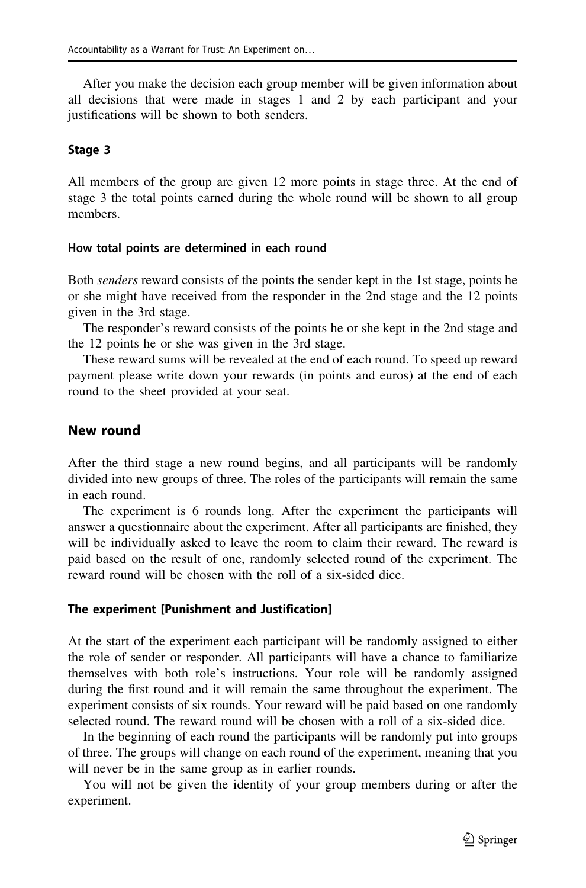After you make the decision each group member will be given information about all decisions that were made in stages 1 and 2 by each participant and your justifications will be shown to both senders.

#### Stage 3

All members of the group are given 12 more points in stage three. At the end of stage 3 the total points earned during the whole round will be shown to all group members.

#### How total points are determined in each round

Both *senders* reward consists of the points the sender kept in the 1st stage, points he or she might have received from the responder in the 2nd stage and the 12 points given in the 3rd stage.

The responder's reward consists of the points he or she kept in the 2nd stage and the 12 points he or she was given in the 3rd stage.

These reward sums will be revealed at the end of each round. To speed up reward payment please write down your rewards (in points and euros) at the end of each round to the sheet provided at your seat.

### New round

After the third stage a new round begins, and all participants will be randomly divided into new groups of three. The roles of the participants will remain the same in each round.

The experiment is 6 rounds long. After the experiment the participants will answer a questionnaire about the experiment. After all participants are finished, they will be individually asked to leave the room to claim their reward. The reward is paid based on the result of one, randomly selected round of the experiment. The reward round will be chosen with the roll of a six-sided dice.

#### The experiment [Punishment and Justification]

At the start of the experiment each participant will be randomly assigned to either the role of sender or responder. All participants will have a chance to familiarize themselves with both role's instructions. Your role will be randomly assigned during the first round and it will remain the same throughout the experiment. The experiment consists of six rounds. Your reward will be paid based on one randomly selected round. The reward round will be chosen with a roll of a six-sided dice.

In the beginning of each round the participants will be randomly put into groups of three. The groups will change on each round of the experiment, meaning that you will never be in the same group as in earlier rounds.

You will not be given the identity of your group members during or after the experiment.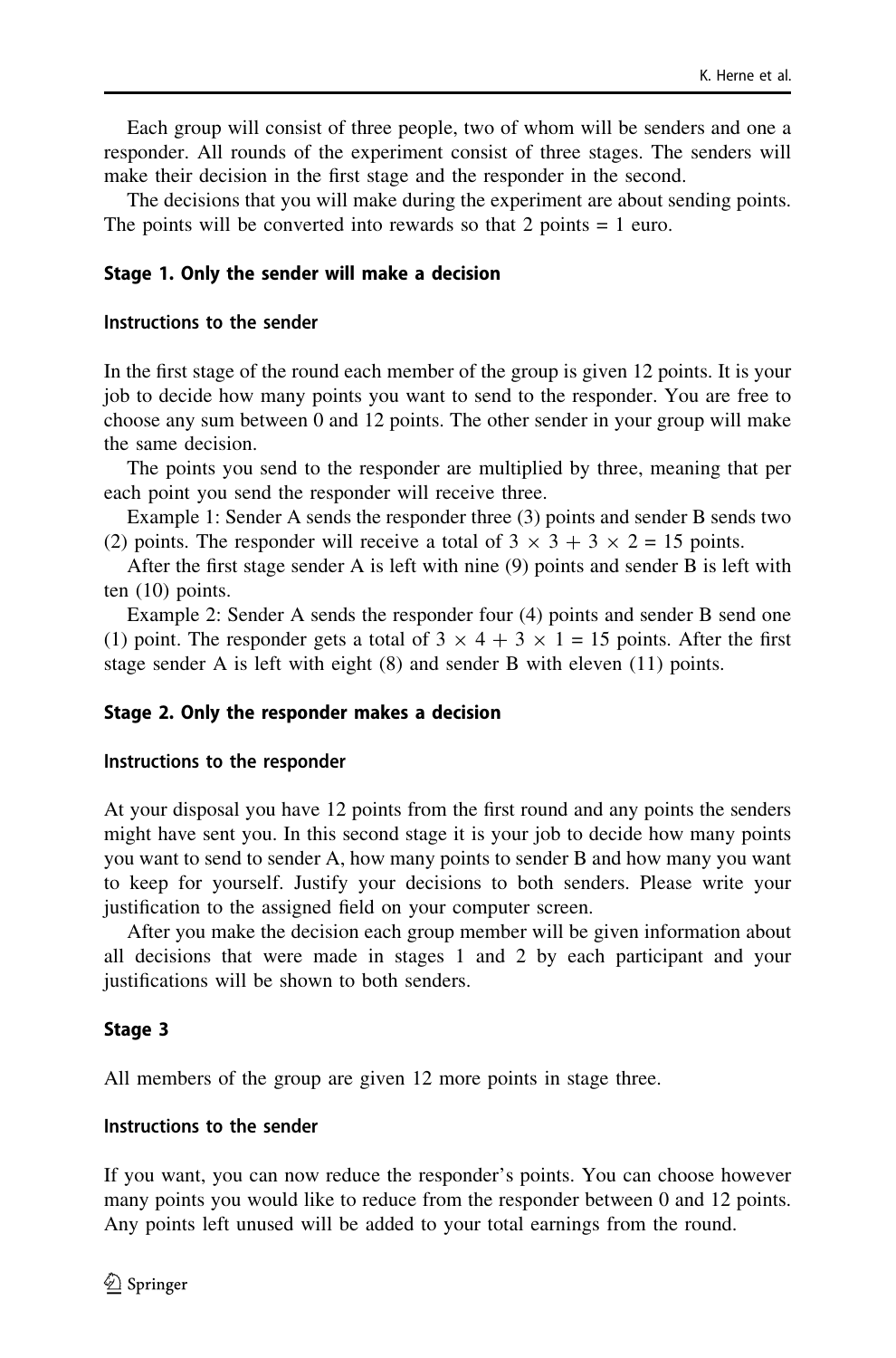Each group will consist of three people, two of whom will be senders and one a responder. All rounds of the experiment consist of three stages. The senders will make their decision in the first stage and the responder in the second.

The decisions that you will make during the experiment are about sending points. The points will be converted into rewards so that 2 points = 1 euro.

#### Stage 1. Only the sender will make a decision

##### Instructions to the sender

In the first stage of the round each member of the group is given 12 points. It is your job to decide how many points you want to send to the responder. You are free to choose any sum between 0 and 12 points. The other sender in your group will make the same decision.

The points you send to the responder are multiplied by three, meaning that per each point you send the responder will receive three.

Example 1: Sender A sends the responder three (3) points and sender B sends two (2) points. The responder will receive a total of $3 \times 3 + 3 \times 2 = 15$ points.

After the first stage sender A is left with nine (9) points and sender B is left with ten (10) points.

Example 2: Sender A sends the responder four (4) points and sender B send one (1) point. The responder gets a total of $3 \times 4 + 3 \times 1 = 15$ points. After the first stage sender A is left with eight (8) and sender B with eleven (11) points.

#### Stage 2. Only the responder makes a decision

##### Instructions to the responder

At your disposal you have 12 points from the first round and any points the senders might have sent you. In this second stage it is your job to decide how many points you want to send to sender A, how many points to sender B and how many you want to keep for yourself. Justify your decisions to both senders. Please write your justification to the assigned field on your computer screen.

After you make the decision each group member will be given information about all decisions that were made in stages 1 and 2 by each participant and your justifications will be shown to both senders.

#### Stage 3

All members of the group are given 12 more points in stage three.

##### Instructions to the sender

If you want, you can now reduce the responder's points. You can choose however many points you would like to reduce from the responder between 0 and 12 points. Any points left unused will be added to your total earnings from the round.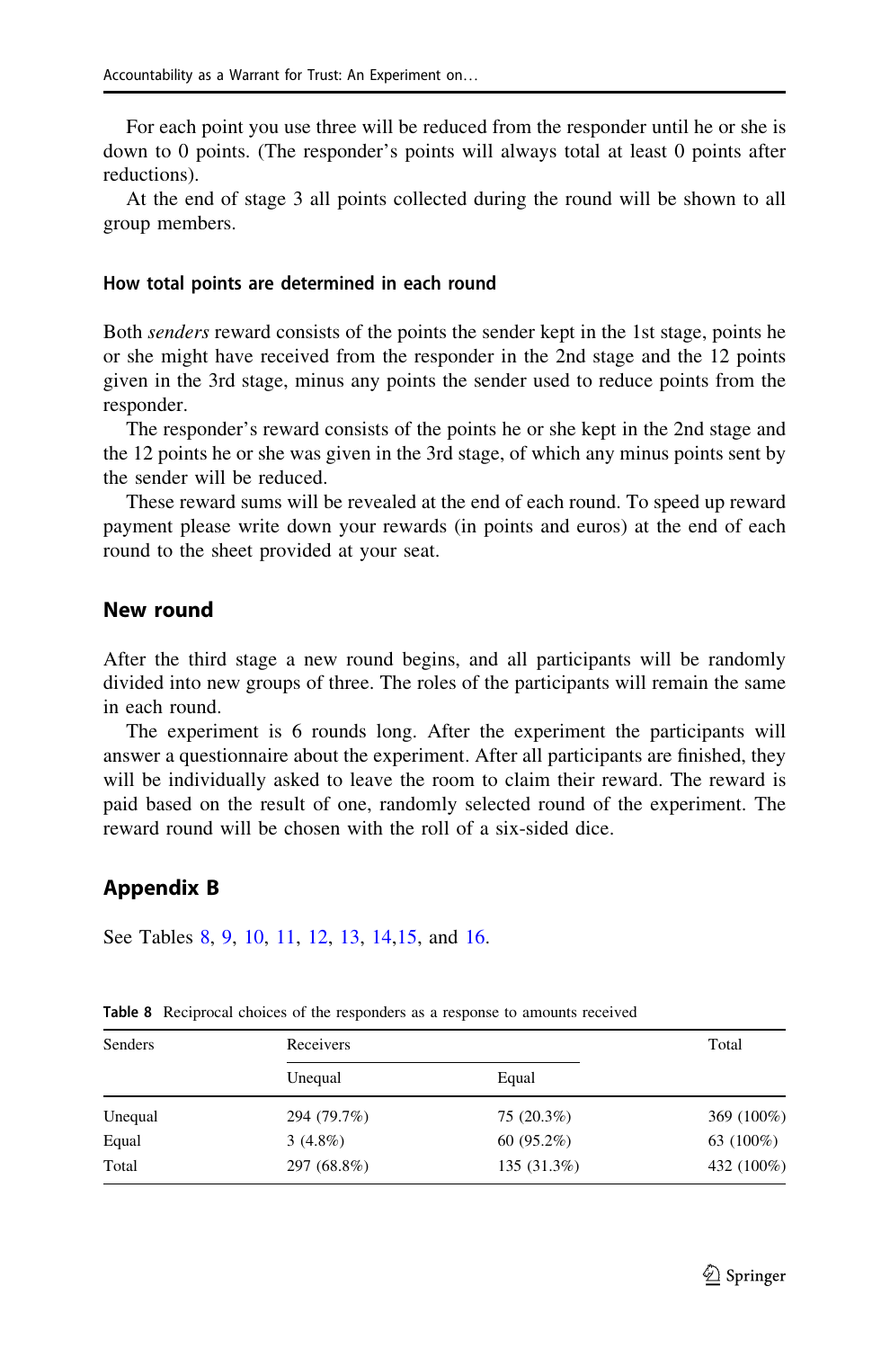For each point you use three will be reduced from the responder until he or she is down to 0 points. (The responder's points will always total at least 0 points after reductions).

At the end of stage 3 all points collected during the round will be shown to all group members.

### How total points are determined in each round

Both *senders* reward consists of the points the sender kept in the 1st stage, points he or she might have received from the responder in the 2nd stage and the 12 points given in the 3rd stage, minus any points the sender used to reduce points from the responder.

The responder's reward consists of the points he or she kept in the 2nd stage and the 12 points he or she was given in the 3rd stage, of which any minus points sent by the sender will be reduced.

These reward sums will be revealed at the end of each round. To speed up reward payment please write down your rewards (in points and euros) at the end of each round to the sheet provided at your seat.

## New round

After the third stage a new round begins, and all participants will be randomly divided into new groups of three. The roles of the participants will remain the same in each round.

The experiment is 6 rounds long. After the experiment the participants will answer a questionnaire about the experiment. After all participants are finished, they will be individually asked to leave the room to claim their reward. The reward is paid based on the result of one, randomly selected round of the experiment. The reward round will be chosen with the roll of a six-sided dice.

## Appendix B

See Tables 8, 9, 10, 11, 12, 13, 14,15, and 16.

**Table 8** Reciprocal choices of the responders as a response to amounts received

| Senders | Receivers | | Total |
|---|---|---|---|
| | Unequal | Equal | |
| Unequal | 294 (79.7%) | 75 (20.3%) | 369 (100%) |
| Equal | 3 (4.8%) | 60 (95.2%) | 63 (100%) |
| Total | 297 (68.8%) | 135 (31.3%) | 432 (100%) |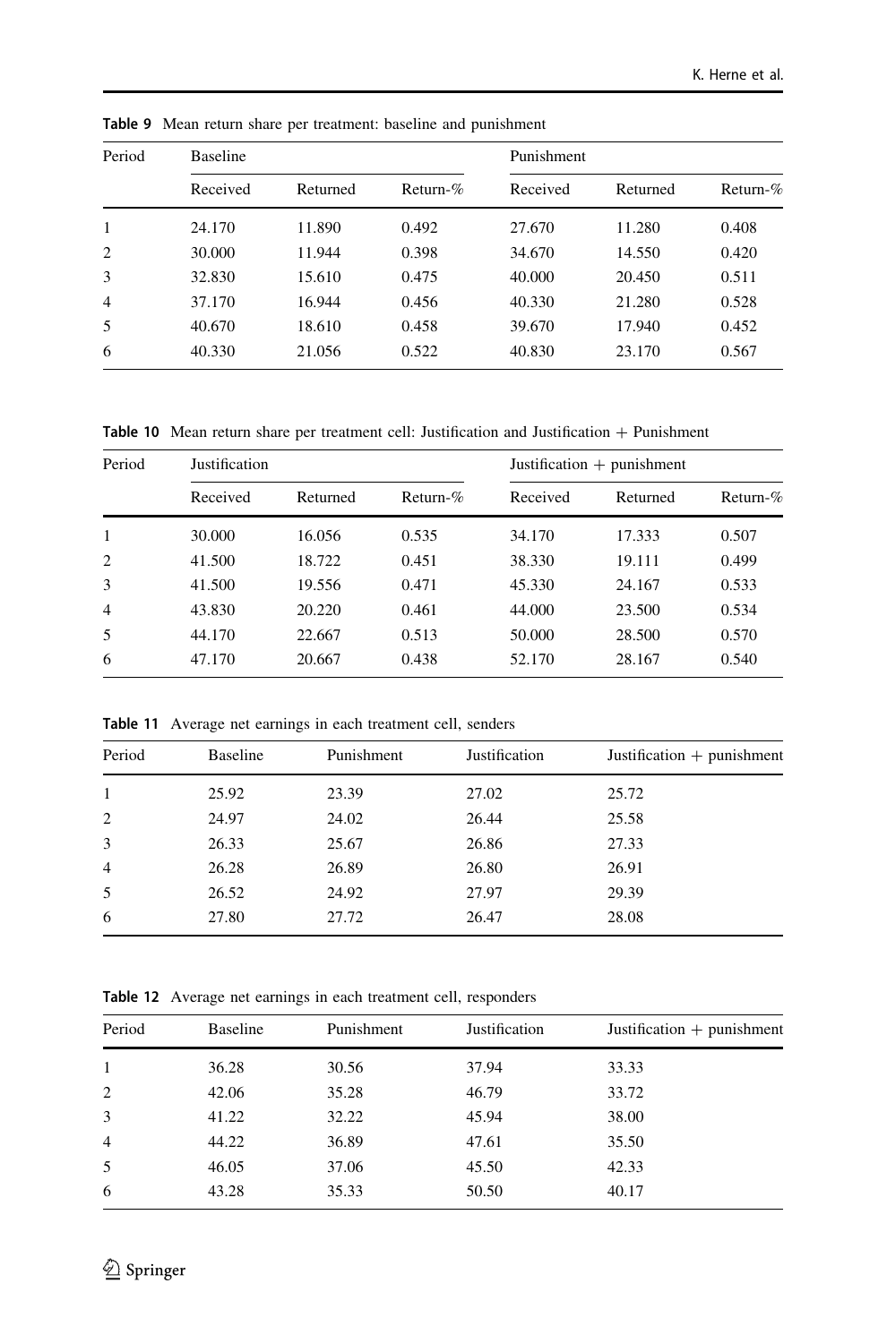**Table 9** Mean return share per treatment: baseline and punishment

| Period | Baseline | | | Punishment | | |
|---|---|---|---|---|---|---|
| | Received | Returned | Return-% | Received | Returned | Return-% |
| 1 | 24.170 | 11.890 | 0.492 | 27.670 | 11.280 | 0.408 |
| 2 | 30.000 | 11.944 | 0.398 | 34.670 | 14.550 | 0.420 |
| 3 | 32.830 | 15.610 | 0.475 | 40.000 | 20.450 | 0.511 |
| 4 | 37.170 | 16.944 | 0.456 | 40.330 | 21.280 | 0.528 |
| 5 | 40.670 | 18.610 | 0.458 | 39.670 | 17.940 | 0.452 |
| 6 | 40.330 | 21.056 | 0.522 | 40.830 | 23.170 | 0.567 |

**Table 10** Mean return share per treatment cell: Justification and Justification + Punishment

| Period | Justification | | | Justification + punishment | | |
|---|---|---|---|---|---|---|
| | Received | Returned | Return-% | Received | Returned | Return-% |
| 1 | 30.000 | 16.056 | 0.535 | 34.170 | 17.333 | 0.507 |
| 2 | 41.500 | 18.722 | 0.451 | 38.330 | 19.111 | 0.499 |
| 3 | 41.500 | 19.556 | 0.471 | 45.330 | 24.167 | 0.533 |
| 4 | 43.830 | 20.220 | 0.461 | 44.000 | 23.500 | 0.534 |
| 5 | 44.170 | 22.667 | 0.513 | 50.000 | 28.500 | 0.570 |
| 6 | 47.170 | 20.667 | 0.438 | 52.170 | 28.167 | 0.540 |

**Table 11** Average net earnings in each treatment cell, senders

| Period | Baseline | Punishment | Justification | Justification + punishment |
|---|---|---|---|---|
| 1 | 25.92 | 23.39 | 27.02 | 25.72 |
| 2 | 24.97 | 24.02 | 26.44 | 25.58 |
| 3 | 26.33 | 25.67 | 26.86 | 27.33 |
| 4 | 26.28 | 26.89 | 26.80 | 26.91 |
| 5 | 26.52 | 24.92 | 27.97 | 29.39 |
| 6 | 27.80 | 27.72 | 26.47 | 28.08 |

**Table 12** Average net earnings in each treatment cell, responders

| Period | Baseline | Punishment | Justification | Justification + punishment |
|---|---|---|---|---|
| 1 | 36.28 | 30.56 | 37.94 | 33.33 |
| 2 | 42.06 | 35.28 | 46.79 | 33.72 |
| 3 | 41.22 | 32.22 | 45.94 | 38.00 |
| 4 | 44.22 | 36.89 | 47.61 | 35.50 |
| 5 | 46.05 | 37.06 | 45.50 | 42.33 |
| 6 | 43.28 | 35.33 | 50.50 | 40.17 |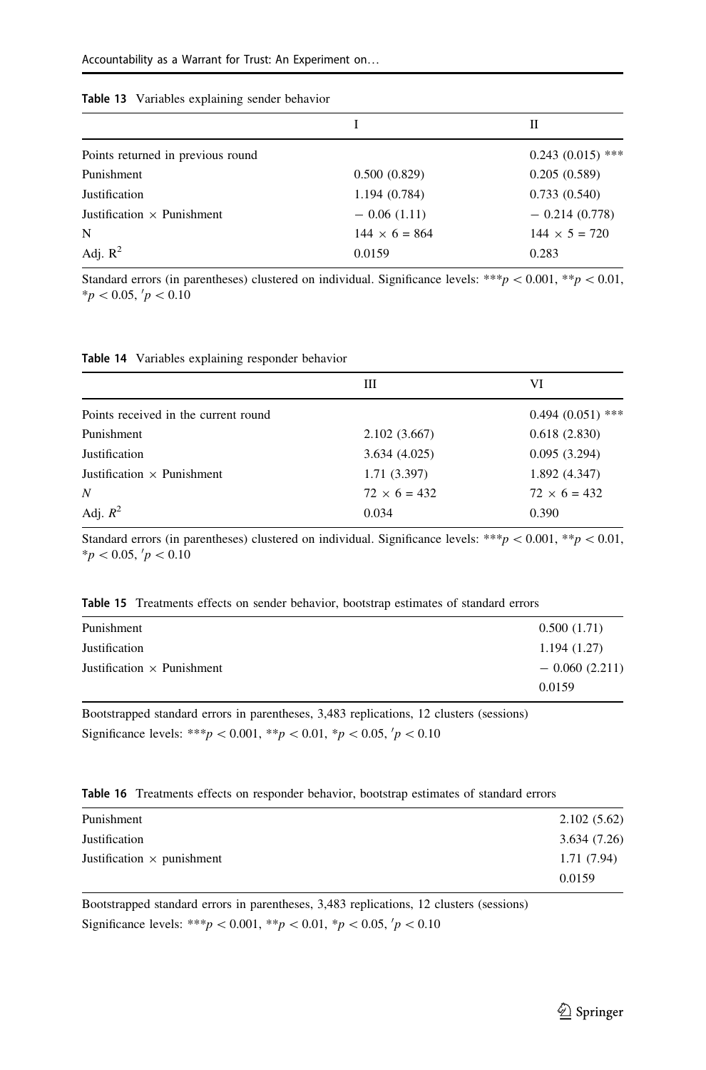**Table 13** Variables explaining sender behavior

| | I | II |
|---|---|---|
| Points returned in previous round | | 0.243 (0.015) *** |
| Punishment | 0.500 (0.829) | 0.205 (0.589) |
| Justification | 1.194 (0.784) | 0.733 (0.540) |
| Justification × Punishment | − 0.06 (1.11) | − 0.214 (0.778) |
| N | 144 × 6 = 864 | 144 × 5 = 720 |
| Adj. $R^2$ | 0.0159 | 0.283 |

Standard errors (in parentheses) clustered on individual. Significance levels: ***$p < 0.001$, **$p < 0.01$, *$p < 0.05$, ′$p < 0.10$

**Table 14** Variables explaining responder behavior

| | III | VI |
|---|---|---|
| Points received in the current round | | 0.494 (0.051) *** |
| Punishment | 2.102 (3.667) | 0.618 (2.830) |
| Justification | 3.634 (4.025) | 0.095 (3.294) |
| Justification × Punishment | 1.71 (3.397) | 1.892 (4.347) |
| *N* | 72 × 6 = 432 | 72 × 6 = 432 |
| Adj. $R^2$ | 0.034 | 0.390 |

Standard errors (in parentheses) clustered on individual. Significance levels: ***$p < 0.001$, **$p < 0.01$, *$p < 0.05$, ′$p < 0.10$

**Table 15** Treatments effects on sender behavior, bootstrap estimates of standard errors

| | |
|---|---|
| Punishment | 0.500 (1.71) |
| Justification | 1.194 (1.27) |
| Justification × Punishment | − 0.060 (2.211) |
| | 0.0159 |

Bootstrapped standard errors in parentheses, 3,483 replications, 12 clusters (sessions)

Significance levels: ***$p < 0.001$, **$p < 0.01$, *$p < 0.05$, ′$p < 0.10$

**Table 16** Treatments effects on responder behavior, bootstrap estimates of standard errors

| | |
|---|---|
| Punishment | 2.102 (5.62) |
| Justification | 3.634 (7.26) |
| Justification × punishment | 1.71 (7.94) |
| | 0.0159 |

Bootstrapped standard errors in parentheses, 3,483 replications, 12 clusters (sessions)

Significance levels: ***$p < 0.001$, **$p < 0.01$, *$p < 0.05$, ′$p < 0.10$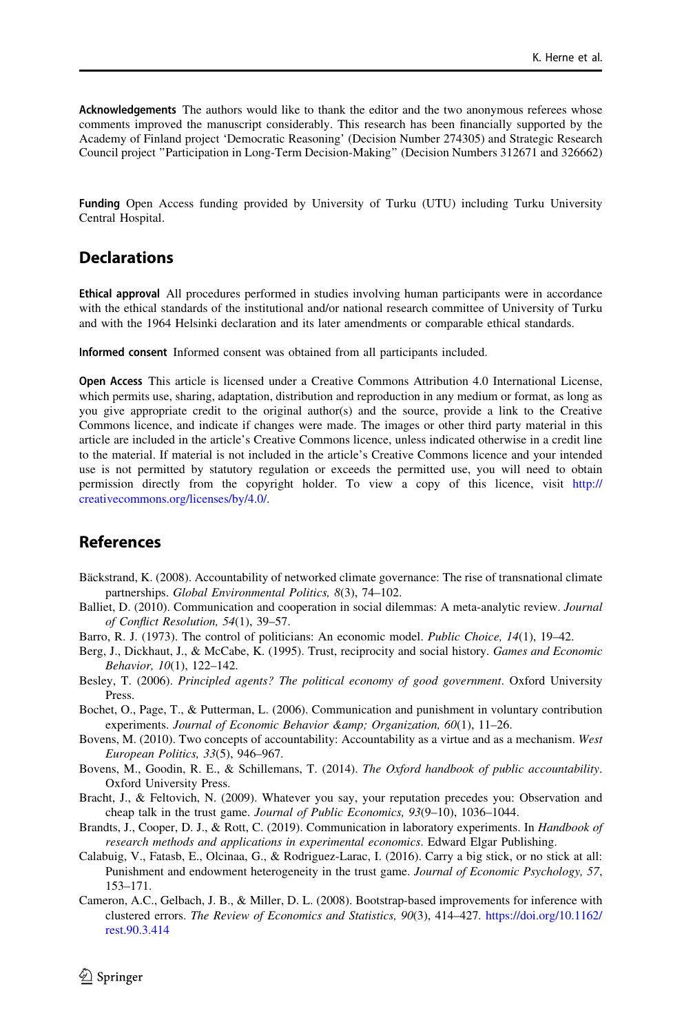**Acknowledgements** The authors would like to thank the editor and the two anonymous referees whose comments improved the manuscript considerably. This research has been financially supported by the Academy of Finland project 'Democratic Reasoning' (Decision Number 274305) and Strategic Research Council project "Participation in Long-Term Decision-Making" (Decision Numbers 312671 and 326662)

**Funding** Open Access funding provided by University of Turku (UTU) including Turku University Central Hospital.

## Declarations

**Ethical approval** All procedures performed in studies involving human participants were in accordance with the ethical standards of the institutional and/or national research committee of University of Turku and with the 1964 Helsinki declaration and its later amendments or comparable ethical standards.

**Informed consent** Informed consent was obtained from all participants included.

**Open Access** This article is licensed under a Creative Commons Attribution 4.0 International License, which permits use, sharing, adaptation, distribution and reproduction in any medium or format, as long as you give appropriate credit to the original author(s) and the source, provide a link to the Creative Commons licence, and indicate if changes were made. The images or other third party material in this article are included in the article's Creative Commons licence, unless indicated otherwise in a credit line to the material. If material is not included in the article's Creative Commons licence and your intended use is not permitted by statutory regulation or exceeds the permitted use, you will need to obtain permission directly from the copyright holder. To view a copy of this licence, visit http://creativecommons.org/licenses/by/4.0/.

## References

Bäckstrand, K. (2008). Accountability of networked climate governance: The rise of transnational climate partnerships. *Global Environmental Politics, 8*(3), 74–102.

Balliet, D. (2010). Communication and cooperation in social dilemmas: A meta-analytic review. *Journal of Conflict Resolution, 54*(1), 39–57.

Barro, R. J. (1973). The control of politicians: An economic model. *Public Choice, 14*(1), 19–42.

Berg, J., Dickhaut, J., & McCabe, K. (1995). Trust, reciprocity and social history. *Games and Economic Behavior, 10*(1), 122–142.

Besley, T. (2006). *Principled agents? The political economy of good government*. Oxford University Press.

Bochet, O., Page, T., & Putterman, L. (2006). Communication and punishment in voluntary contribution experiments. *Journal of Economic Behavior &amp; Organization, 60*(1), 11–26.

Bovens, M. (2010). Two concepts of accountability: Accountability as a virtue and as a mechanism. *West European Politics, 33*(5), 946–967.

Bovens, M., Goodin, R. E., & Schillemans, T. (2014). *The Oxford handbook of public accountability*. Oxford University Press.

Bracht, J., & Feltovich, N. (2009). Whatever you say, your reputation precedes you: Observation and cheap talk in the trust game. *Journal of Public Economics, 93*(9–10), 1036–1044.

Brandts, J., Cooper, D. J., & Rott, C. (2019). Communication in laboratory experiments. In *Handbook of research methods and applications in experimental economics*. Edward Elgar Publishing.

Calabuig, V., Fatasb, E., Olcinaa, G., & Rodriguez-Larac, I. (2016). Carry a big stick, or no stick at all: Punishment and endowment heterogeneity in the trust game. *Journal of Economic Psychology, 57*, 153–171.

Cameron, A.C., Gelbach, J. B., & Miller, D. L. (2008). Bootstrap-based improvements for inference with clustered errors. *The Review of Economics and Statistics, 90*(3), 414–427. https://doi.org/10.1162/rest.90.3.414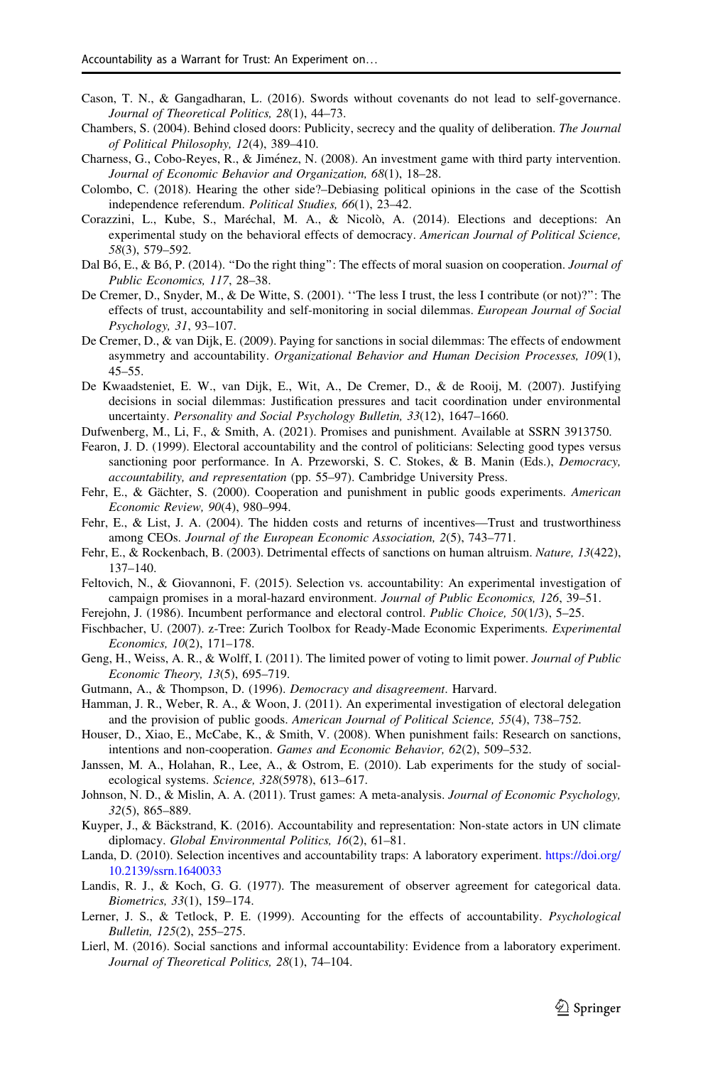Cason, T. N., & Gangadharan, L. (2016). Swords without covenants do not lead to self-governance. *Journal of Theoretical Politics, 28*(1), 44–73.

Chambers, S. (2004). Behind closed doors: Publicity, secrecy and the quality of deliberation. *The Journal of Political Philosophy, 12*(4), 389–410.

Charness, G., Cobo-Reyes, R., & Jiménez, N. (2008). An investment game with third party intervention. *Journal of Economic Behavior and Organization, 68*(1), 18–28.

Colombo, C. (2018). Hearing the other side?–Debiasing political opinions in the case of the Scottish independence referendum. *Political Studies, 66*(1), 23–42.

Corazzini, L., Kube, S., Maréchal, M. A., & Nicolò, A. (2014). Elections and deceptions: An experimental study on the behavioral effects of democracy. *American Journal of Political Science, 58*(3), 579–592.

Dal Bó, E., & Bó, P. (2014). "Do the right thing": The effects of moral suasion on cooperation. *Journal of Public Economics, 117*, 28–38.

De Cremer, D., Snyder, M., & De Witte, S. (2001). ''The less I trust, the less I contribute (or not)?'': The effects of trust, accountability and self-monitoring in social dilemmas. *European Journal of Social Psychology, 31*, 93–107.

De Cremer, D., & van Dijk, E. (2009). Paying for sanctions in social dilemmas: The effects of endowment asymmetry and accountability. *Organizational Behavior and Human Decision Processes, 109*(1), 45–55.

De Kwaadsteniet, E. W., van Dijk, E., Wit, A., De Cremer, D., & de Rooij, M. (2007). Justifying decisions in social dilemmas: Justification pressures and tacit coordination under environmental uncertainty. *Personality and Social Psychology Bulletin, 33*(12), 1647–1660.

Dufwenberg, M., Li, F., & Smith, A. (2021). Promises and punishment. Available at SSRN 3913750.

Fearon, J. D. (1999). Electoral accountability and the control of politicians: Selecting good types versus sanctioning poor performance. In A. Przeworski, S. C. Stokes, & B. Manin (Eds.), *Democracy, accountability, and representation* (pp. 55–97). Cambridge University Press.

Fehr, E., & Gächter, S. (2000). Cooperation and punishment in public goods experiments. *American Economic Review, 90*(4), 980–994.

Fehr, E., & List, J. A. (2004). The hidden costs and returns of incentives—Trust and trustworthiness among CEOs. *Journal of the European Economic Association, 2*(5), 743–771.

Fehr, E., & Rockenbach, B. (2003). Detrimental effects of sanctions on human altruism. *Nature, 13*(422), 137–140.

Feltovich, N., & Giovannoni, F. (2015). Selection vs. accountability: An experimental investigation of campaign promises in a moral-hazard environment. *Journal of Public Economics, 126*, 39–51.

Ferejohn, J. (1986). Incumbent performance and electoral control. *Public Choice, 50*(1/3), 5–25.

Fischbacher, U. (2007). z-Tree: Zurich Toolbox for Ready-Made Economic Experiments. *Experimental Economics, 10*(2), 171–178.

Geng, H., Weiss, A. R., & Wolff, I. (2011). The limited power of voting to limit power. *Journal of Public Economic Theory, 13*(5), 695–719.

Gutmann, A., & Thompson, D. (1996). *Democracy and disagreement*. Harvard.

Hamman, J. R., Weber, R. A., & Woon, J. (2011). An experimental investigation of electoral delegation and the provision of public goods. *American Journal of Political Science, 55*(4), 738–752.

Houser, D., Xiao, E., McCabe, K., & Smith, V. (2008). When punishment fails: Research on sanctions, intentions and non-cooperation. *Games and Economic Behavior, 62*(2), 509–532.

Janssen, M. A., Holahan, R., Lee, A., & Ostrom, E. (2010). Lab experiments for the study of social-ecological systems. *Science, 328*(5978), 613–617.

Johnson, N. D., & Mislin, A. A. (2011). Trust games: A meta-analysis. *Journal of Economic Psychology, 32*(5), 865–889.

Kuyper, J., & Bäckstrand, K. (2016). Accountability and representation: Non-state actors in UN climate diplomacy. *Global Environmental Politics, 16*(2), 61–81.

Landa, D. (2010). Selection incentives and accountability traps: A laboratory experiment. https://doi.org/10.2139/ssrn.1640033

Landis, R. J., & Koch, G. G. (1977). The measurement of observer agreement for categorical data. *Biometrics, 33*(1), 159–174.

Lerner, J. S., & Tetlock, P. E. (1999). Accounting for the effects of accountability. *Psychological Bulletin, 125*(2), 255–275.

Lierl, M. (2016). Social sanctions and informal accountability: Evidence from a laboratory experiment. *Journal of Theoretical Politics, 28*(1), 74–104.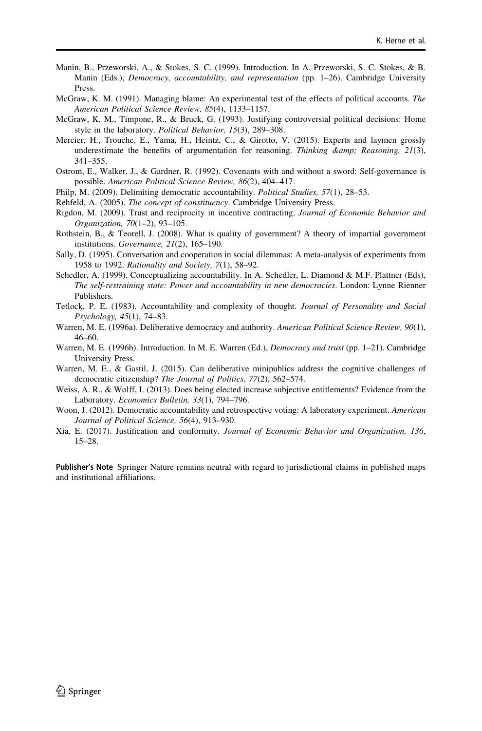Manin, B., Przeworski, A., & Stokes, S. C. (1999). Introduction. In A. Przeworski, S. C. Stokes, & B. Manin (Eds.), *Democracy, accountability, and representation* (pp. 1–26). Cambridge University Press.

McGraw, K. M. (1991). Managing blame: An experimental test of the effects of political accounts. *The American Political Science Review, 85*(4), 1133–1157.

McGraw, K. M., Timpone, R., & Bruck, G. (1993). Justifying controversial political decisions: Home style in the laboratory. *Political Behavior, 15*(3), 289–308.

Mercier, H., Trouche, E., Yama, H., Heintz, C., & Girotto, V. (2015). Experts and laymen grossly underestimate the benefits of argumentation for reasoning. *Thinking &amp; Reasoning, 21*(3), 341–355.

Ostrom, E., Walker, J., & Gardner, R. (1992). Covenants with and without a sword: Self-governance is possible. *American Political Science Review, 86*(2), 404–417.

Philp, M. (2009). Delimiting democratic accountability. *Political Studies, 57*(1), 28–53.

Rehfeld, A. (2005). *The concept of constituency*. Cambridge University Press.

Rigdon, M. (2009). Trust and reciprocity in incentive contracting. *Journal of Economic Behavior and Organization, 70*(1–2), 93–105.

Rothstein, B., & Teorell, J. (2008). What is quality of government? A theory of impartial government institutions. *Governance, 21*(2), 165–190.

Sally, D. (1995). Conversation and cooperation in social dilemmas: A meta-analysis of experiments from 1958 to 1992. *Rationality and Society, 7*(1), 58–92.

Schedler, A. (1999). Conceptualizing accountability. In A. Schedler, L. Diamond & M.F. Plattner (Eds), *The self-restraining state: Power and accountability in new democracies*. London: Lynne Rienner Publishers.

Tetlock, P. E. (1983). Accountability and complexity of thought. *Journal of Personality and Social Psychology, 45*(1), 74–83.

Warren, M. E. (1996a). Deliberative democracy and authority. *American Political Science Review, 90*(1), 46–60.

Warren, M. E. (1996b). Introduction. In M. E. Warren (Ed.), *Democracy and trust* (pp. 1–21). Cambridge University Press.

Warren, M. E., & Gastil, J. (2015). Can deliberative minipublics address the cognitive challenges of democratic citizenship? *The Journal of Politics*, *77*(2), 562–574.

Weiss, A. R., & Wolff, I. (2013). Does being elected increase subjective entitlements? Evidence from the Laboratory. *Economics Bulletin, 33*(1), 794–796.

Woon, J. (2012). Democratic accountability and retrospective voting: A laboratory experiment. *American Journal of Political Science, 56*(4), 913–930.

Xia, E. (2017). Justification and conformity. *Journal of Economic Behavior and Organization, 136*, 15–28.

**Publisher's Note** Springer Nature remains neutral with regard to jurisdictional claims in published maps and institutional affiliations.